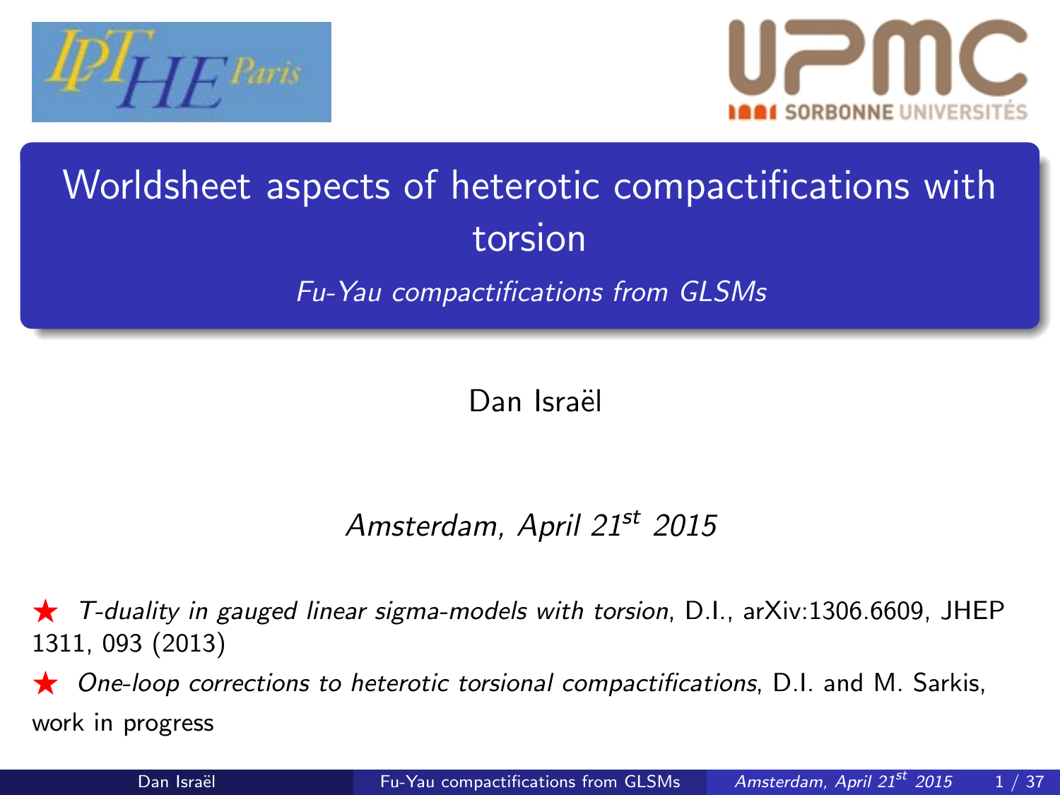# Worldsheet aspects of heterotic compactifications with torsion

*Fu-Yau compactifications from GLSMs*

Dan Israël

*Amsterdam, April 21st 2015*

★ *T-duality in gauged linear sigma-models with torsion*, D.I., arXiv:1306.6609, JHEP 1311, 093 (2013)

★ *One-loop corrections to heterotic torsional compactifications*, D.I. and M. Sarkis, work in progress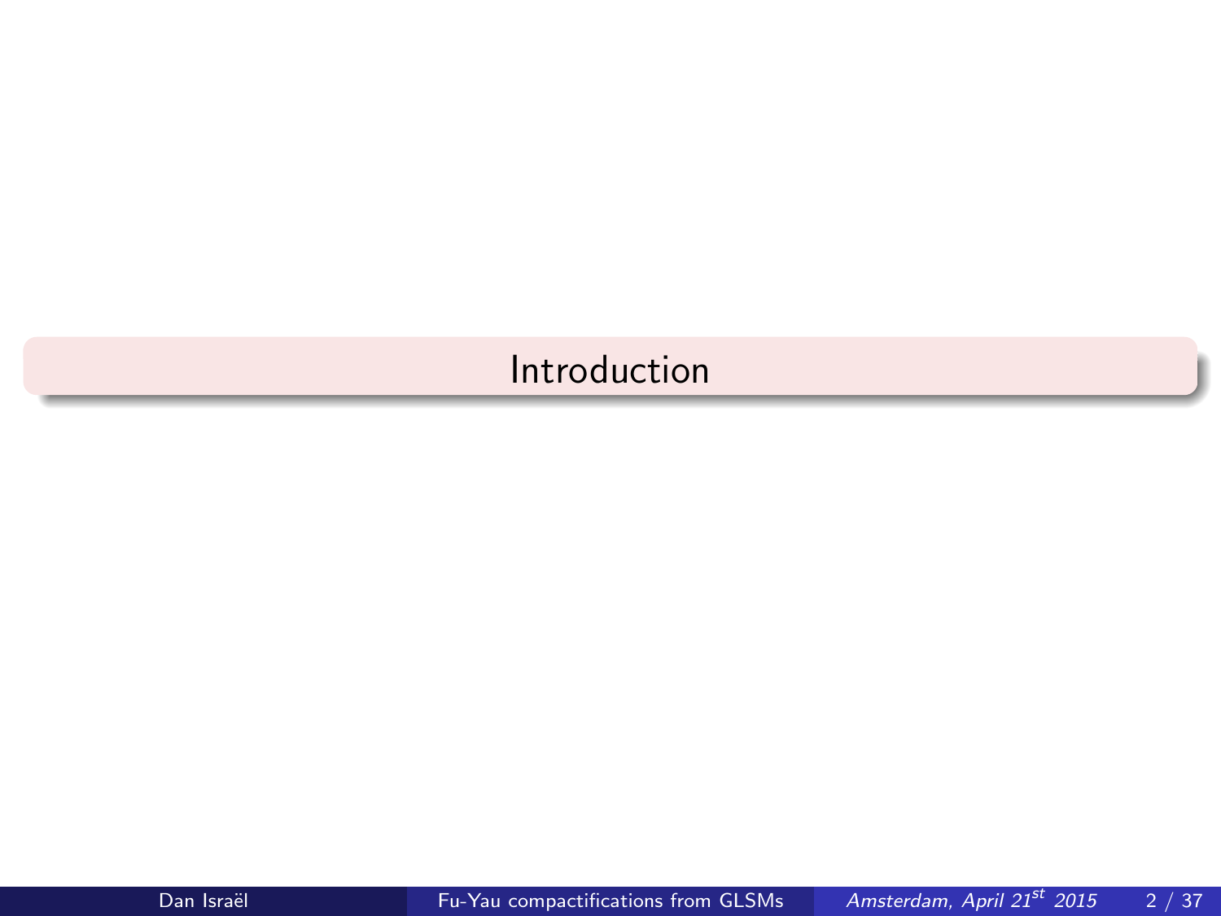# Introduction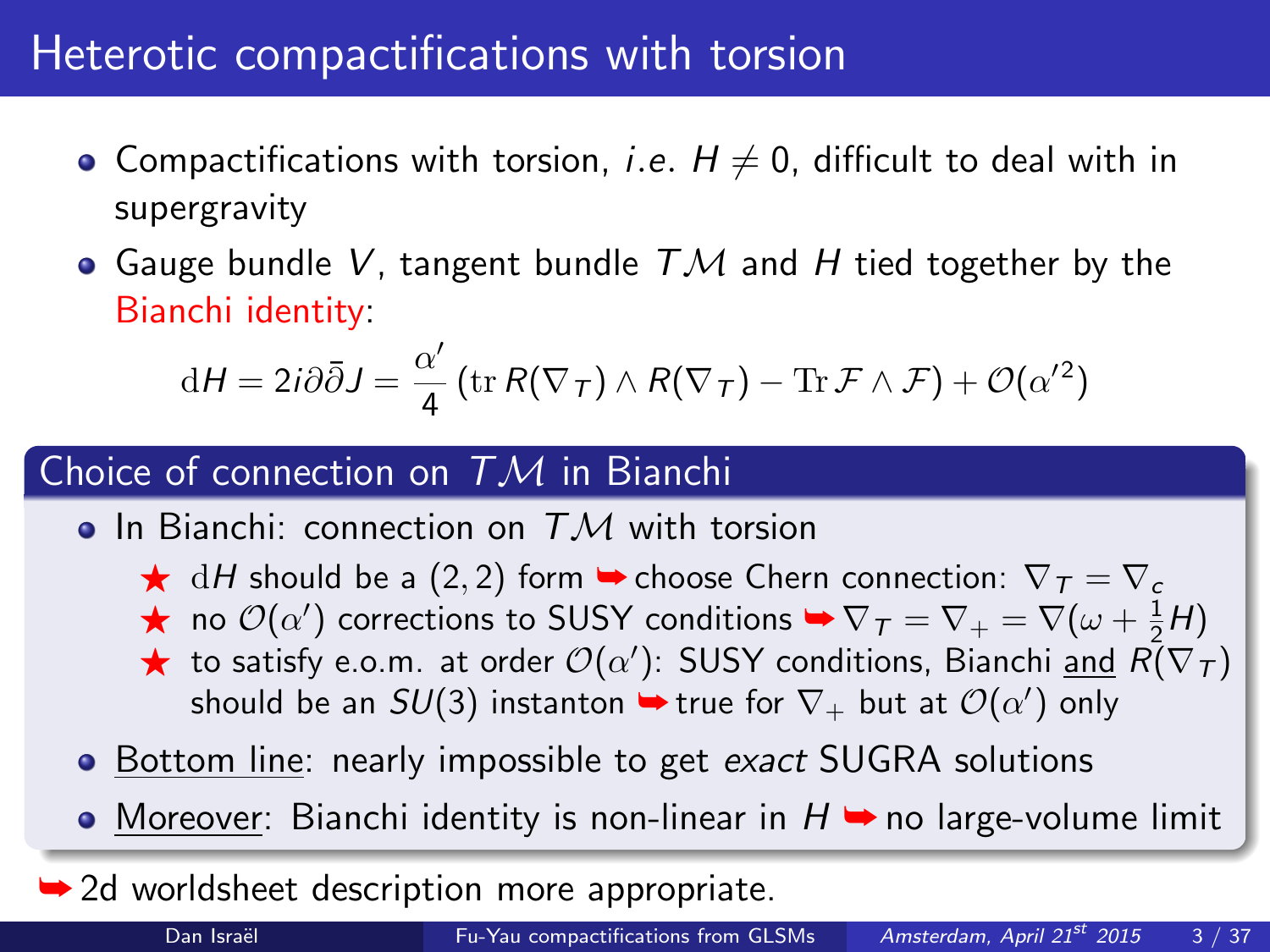# Heterotic compactifications with torsion

- Compactifications with torsion, *i.e.* $H \neq 0$, difficult to deal with in supergravity
- Gauge bundle $V$, tangent bundle $T\mathcal{M}$ and $H$ tied together by the Bianchi identity:

$$\mathrm{d}H = 2i\partial\bar{\partial}J = \frac{\alpha'}{4}\left(\mathrm{tr}\, R(\nabla_T) \wedge R(\nabla_T) - \mathrm{Tr}\,\mathcal{F} \wedge \mathcal{F}\right) + \mathcal{O}(\alpha'^2)$$

## Choice of connection on $T\mathcal{M}$ in Bianchi

- In Bianchi: connection on $T\mathcal{M}$ with torsion
  - ★ $\mathrm{d}H$ should be a $(2,2)$ form ➥ choose Chern connection: $\nabla_T = \nabla_c$
  - ★ no $\mathcal{O}(\alpha')$ corrections to SUSY conditions ➥ $\nabla_T = \nabla_+ = \nabla(\omega + \frac{1}{2}H)$
  - ★ to satisfy e.o.m. at order $\mathcal{O}(\alpha')$: SUSY conditions, Bianchi and $R(\nabla_T)$ should be an $SU(3)$ instanton ➥ true for $\nabla_+$ but at $\mathcal{O}(\alpha')$ only
- Bottom line: nearly impossible to get *exact* SUGRA solutions
- Moreover: Bianchi identity is non-linear in $H$ ➥ no large-volume limit

➥ 2d worldsheet description more appropriate.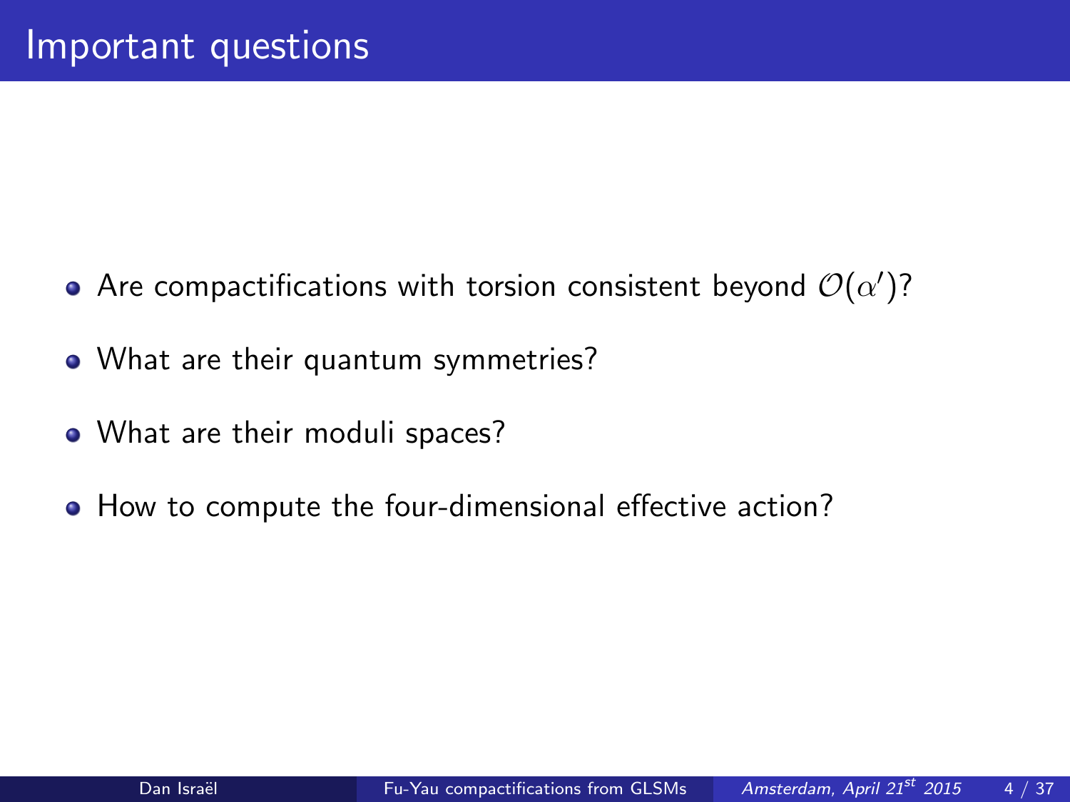# Important questions

- Are compactifications with torsion consistent beyond $\mathcal{O}(\alpha')$?
- What are their quantum symmetries?
- What are their moduli spaces?
- How to compute the four-dimensional effective action?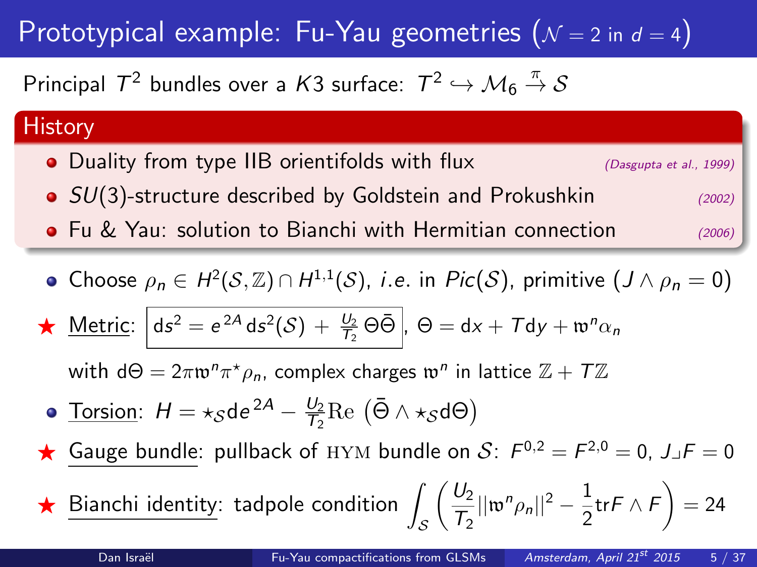# Prototypical example: Fu-Yau geometries ($\mathcal{N}=2$ in $d=4$)

Principal $T^2$ bundles over a $K3$ surface: $T^2 \hookrightarrow \mathcal{M}_6 \xrightarrow{\pi} \mathcal{S}$

## History

- Duality from type IIB orientifolds with flux *(Dasgupta et al., 1999)*
- $SU(3)$-structure described by Goldstein and Prokushkin *(2002)*
- Fu & Yau: solution to Bianchi with Hermitian connection *(2006)*

---

- Choose $\rho_n \in H^2(\mathcal{S},\mathbb{Z}) \cap H^{1,1}(\mathcal{S})$, *i.e.* in $Pic(\mathcal{S})$, primitive ($J \wedge \rho_n = 0$)

★ Metric: $\boxed{\mathrm{d}s^2 = e^{2A}\,\mathrm{d}s^2(\mathcal{S}) + \frac{U_2}{T_2}\,\Theta\bar{\Theta}}$, $\Theta = \mathrm{d}x + T\mathrm{d}y + \mathfrak{w}^n \alpha_n$

with $\mathrm{d}\Theta = 2\pi \mathfrak{w}^n \pi^\star \rho_n$, complex charges $\mathfrak{w}^n$ in lattice $\mathbb{Z} + T\mathbb{Z}$

- Torsion: $H = \star_{\mathcal{S}} \mathrm{d}e^{2A} - \frac{U_2}{T_2}\mathrm{Re}\left(\bar{\Theta} \wedge \star_{\mathcal{S}} \mathrm{d}\Theta\right)$

★ Gauge bundle: pullback of HYM bundle on $\mathcal{S}$: $F^{0,2} = F^{2,0} = 0$, $J \lrcorner F = 0$

★ Bianchi identity: tadpole condition $\displaystyle\int_{\mathcal{S}} \left( \frac{U_2}{T_2} ||\mathfrak{w}^n \rho_n||^2 - \frac{1}{2}\mathrm{tr} F \wedge F \right) = 24$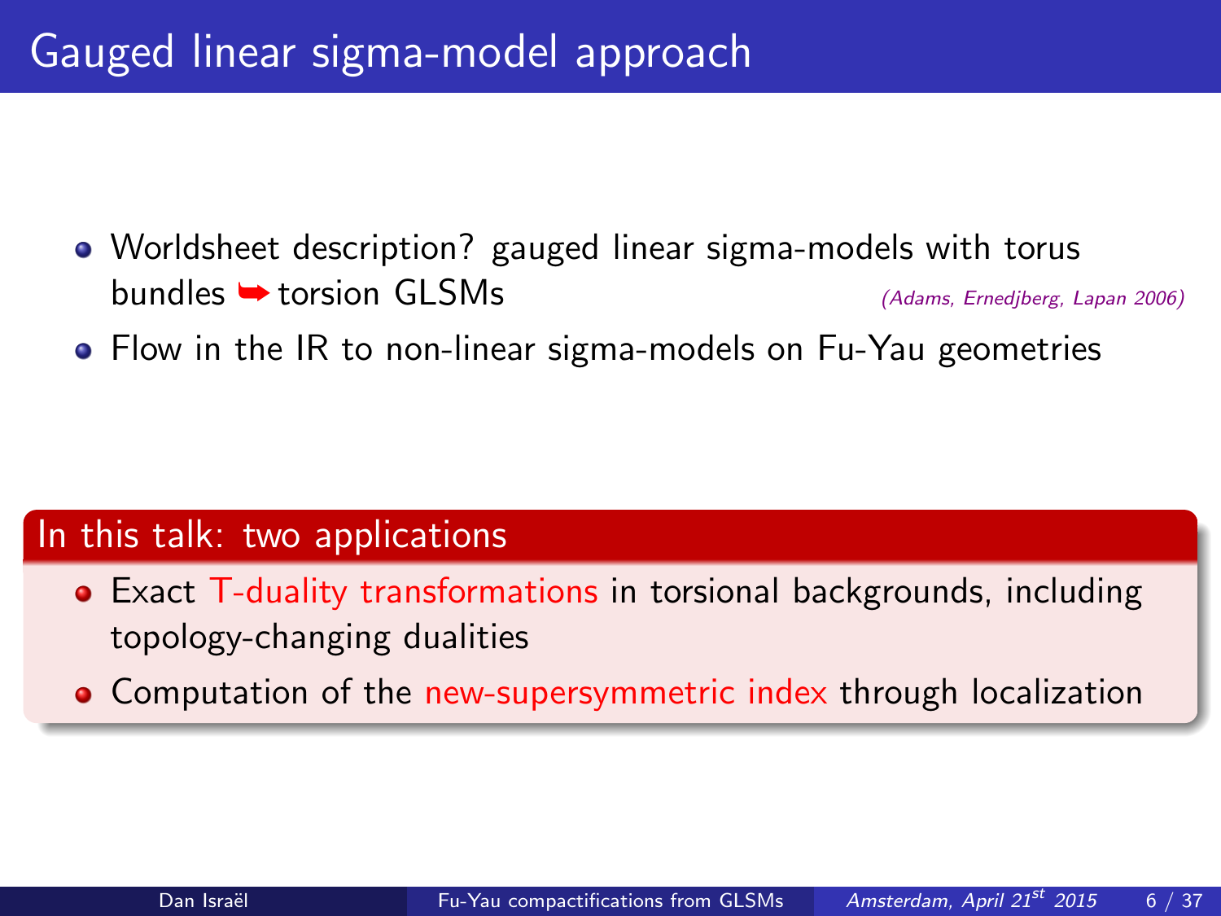# Gauged linear sigma-model approach

- Worldsheet description? gauged linear sigma-models with torus bundles ➥ torsion GLSMs *(Adams, Ernedjberg, Lapan 2006)*
- Flow in the IR to non-linear sigma-models on Fu-Yau geometries

## In this talk: two applications

- Exact T-duality transformations in torsional backgrounds, including topology-changing dualities
- Computation of the new-supersymmetric index through localization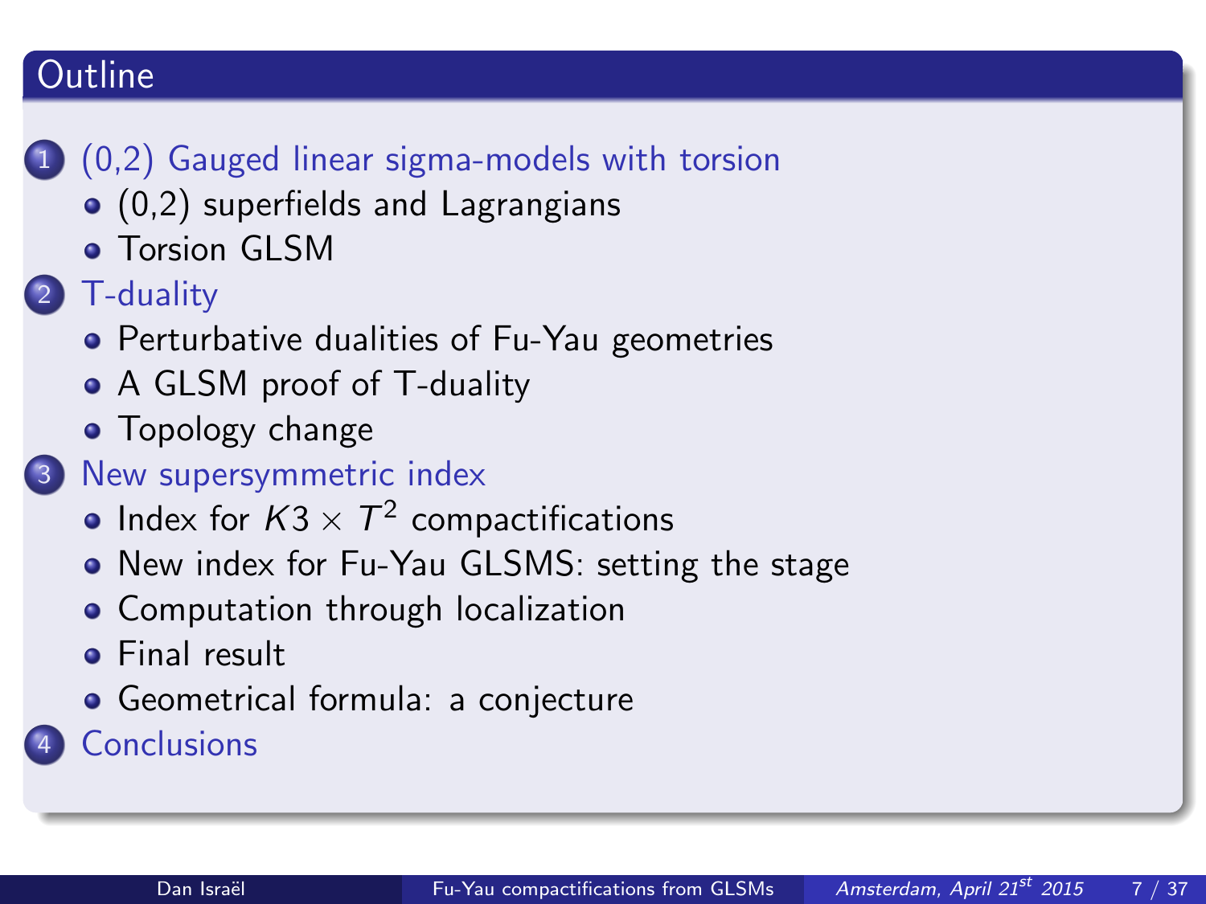# Outline

1. (0,2) Gauged linear sigma-models with torsion
   - (0,2) superfields and Lagrangians
   - Torsion GLSM
2. T-duality
   - Perturbative dualities of Fu-Yau geometries
   - A GLSM proof of T-duality
   - Topology change
3. New supersymmetric index
   - Index for $K3 \times T^2$ compactifications
   - New index for Fu-Yau GLSMS: setting the stage
   - Computation through localization
   - Final result
   - Geometrical formula: a conjecture
4. Conclusions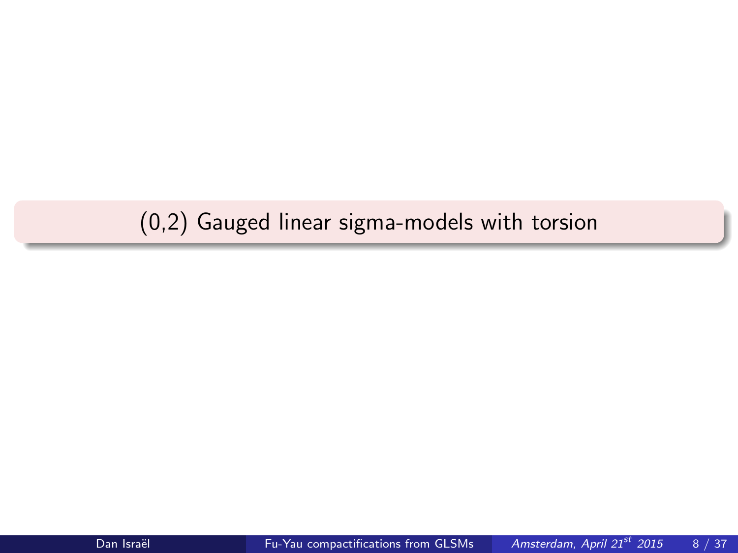# (0,2) Gauged linear sigma-models with torsion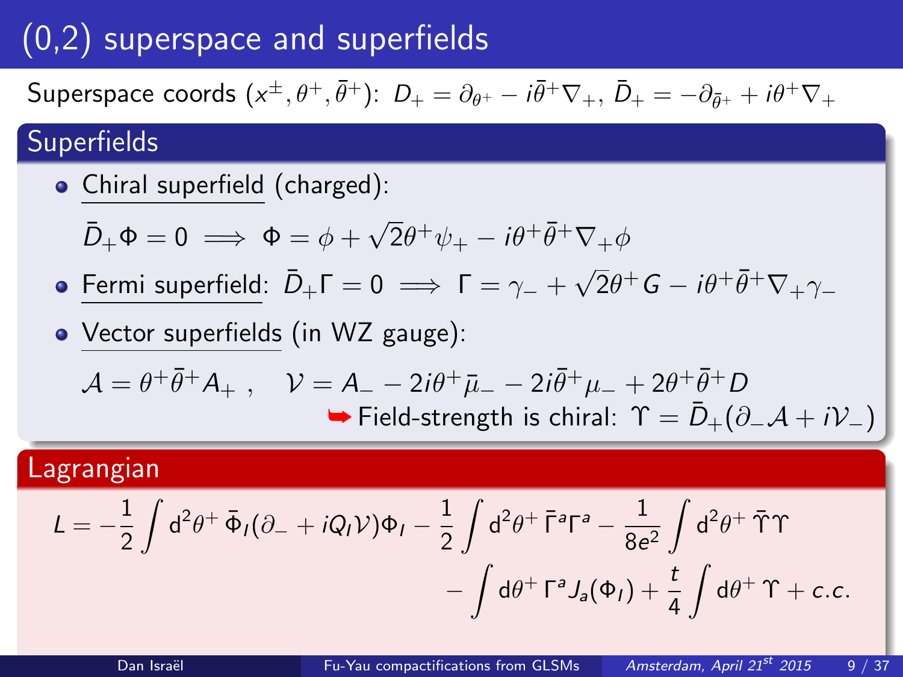# (0,2) superspace and superfields

Superspace coords $(x^\pm, \theta^+, \bar\theta^+)$: $D_+ = \partial_{\theta^+} - i\bar\theta^+\nabla_+$, $\bar D_+ = -\partial_{\bar\theta^+} + i\theta^+\nabla_+$

## Superfields

- Chiral superfield (charged):

  $$\bar D_+ \Phi = 0 \implies \Phi = \phi + \sqrt{2}\theta^+\psi_+ - i\theta^+\bar\theta^+\nabla_+\phi$$

- Fermi superfield: $\bar D_+ \Gamma = 0 \implies \Gamma = \gamma_- + \sqrt{2}\theta^+ G - i\theta^+\bar\theta^+\nabla_+\gamma_-$

- Vector superfields (in WZ gauge):

  $$\mathcal{A} = \theta^+\bar\theta^+ A_+ \ , \quad \mathcal{V} = A_- - 2i\theta^+\bar\mu_- - 2i\bar\theta^+\mu_- + 2\theta^+\bar\theta^+ D$$

  ➥ Field-strength is chiral: $\Upsilon = \bar D_+(\partial_-\mathcal{A} + i\mathcal{V}_-)$

## Lagrangian

$$L = -\frac{1}{2}\int \mathrm{d}^2\theta^+\, \bar\Phi_I(\partial_- + iQ_I\mathcal{V})\Phi_I - \frac{1}{2}\int \mathrm{d}^2\theta^+\, \bar\Gamma^a\Gamma^a - \frac{1}{8e^2}\int \mathrm{d}^2\theta^+\, \bar\Upsilon\Upsilon$$
$$- \int \mathrm{d}\theta^+\, \Gamma^a J_a(\Phi_I) + \frac{t}{4}\int \mathrm{d}\theta^+\, \Upsilon + c.c.$$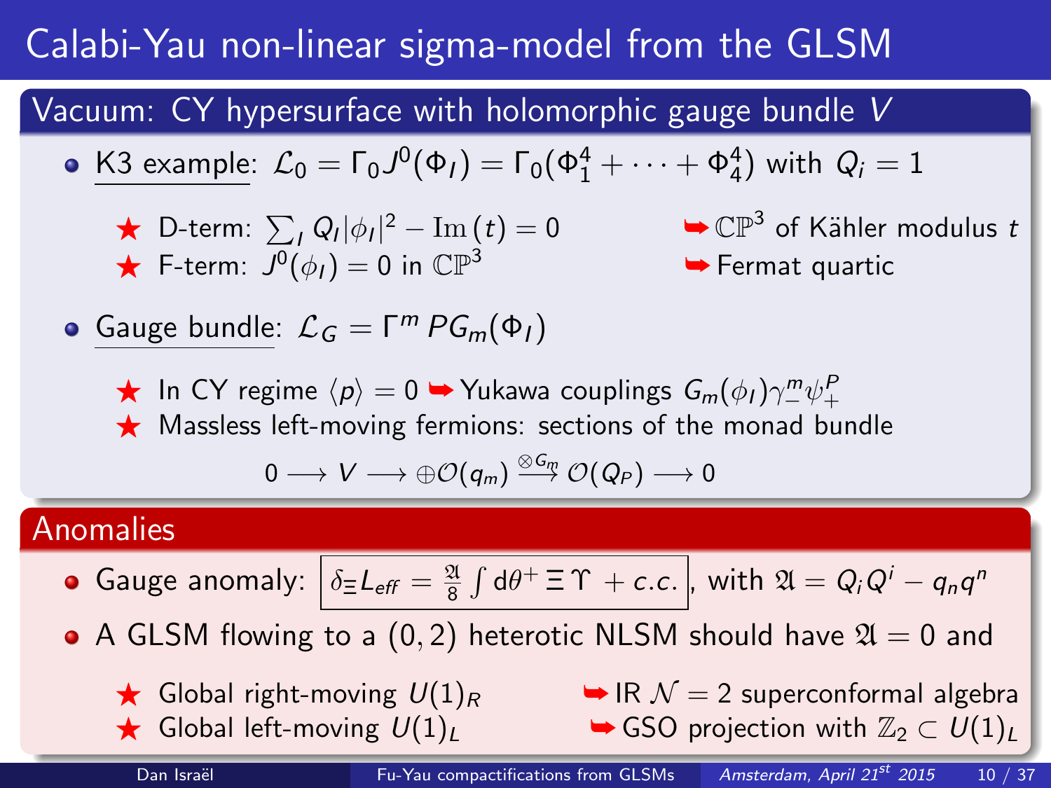# Calabi-Yau non-linear sigma-model from the GLSM

## Vacuum: CY hypersurface with holomorphic gauge bundle $V$

- K3 example: $\mathcal{L}_0 = \Gamma_0 J^0(\Phi_I) = \Gamma_0(\Phi_1^4 + \cdots + \Phi_4^4)$ with $Q_i = 1$
  - ★ D-term: $\sum_I Q_I |\phi_I|^2 - \mathrm{Im}\,(t) = 0$ ➥ $\mathbb{CP}^3$ of Kähler modulus $t$
  - ★ F-term: $J^0(\phi_I) = 0$ in $\mathbb{CP}^3$ ➥ Fermat quartic
- Gauge bundle: $\mathcal{L}_G = \Gamma^m \, P G_m(\Phi_I)$
  - ★ In CY regime $\langle p \rangle = 0$ ➥ Yukawa couplings $G_m(\phi_I)\gamma_-^m \psi_+^P$
  - ★ Massless left-moving fermions: sections of the monad bundle

$$0 \longrightarrow V \longrightarrow \oplus \mathcal{O}(q_m) \stackrel{\otimes G_m}{\longrightarrow} \mathcal{O}(Q_P) \longrightarrow 0$$

## Anomalies

- Gauge anomaly: $\boxed{\delta_\Xi L_{eff} = \frac{\mathfrak{A}}{8} \int \mathrm{d}\theta^+ \, \Xi \, \Upsilon \; + c.c.}$, with $\mathfrak{A} = Q_i Q^i - q_n q^n$
- A GLSM flowing to a $(0,2)$ heterotic NLSM should have $\mathfrak{A} = 0$ and
  - ★ Global right-moving $U(1)_R$ ➥ IR $\mathcal{N} = 2$ superconformal algebra
  - ★ Global left-moving $U(1)_L$ ➥ GSO projection with $\mathbb{Z}_2 \subset U(1)_L$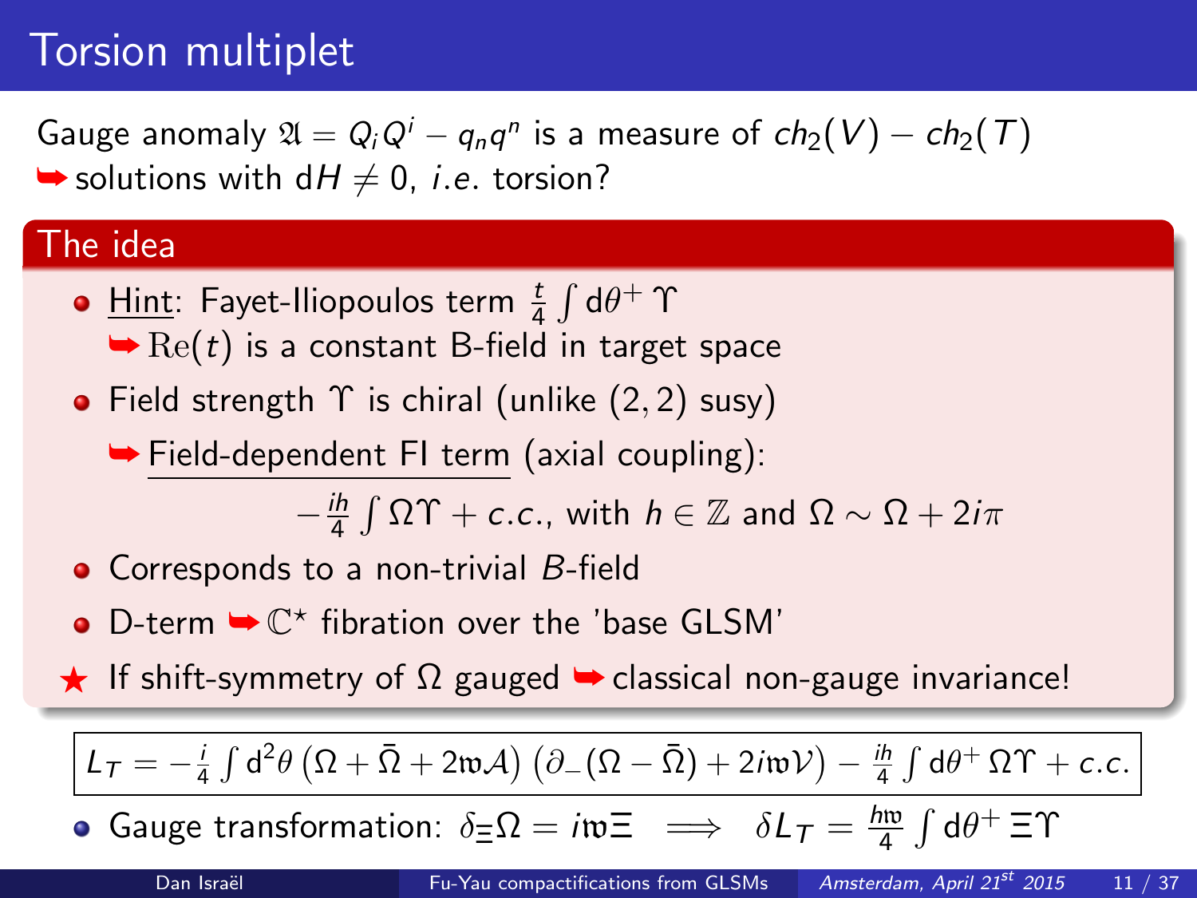# Torsion multiplet

Gauge anomaly $\mathfrak{A} = Q_i Q^i - q_n q^n$ is a measure of $ch_2(V) - ch_2(T)$
➥ solutions with $\mathrm{d}H \neq 0$, *i.e.* torsion?

## The idea

- Hint: Fayet-Iliopoulos term $\frac{t}{4}\int \mathrm{d}\theta^+\, \Upsilon$
  ➥ $\mathrm{Re}(t)$ is a constant B-field in target space
- Field strength $\Upsilon$ is chiral (unlike $(2,2)$ susy)
  ➥ Field-dependent FI term (axial coupling):
  $$-\frac{ih}{4}\int \Omega\Upsilon + c.c., \text{ with } h \in \mathbb{Z} \text{ and } \Omega \sim \Omega + 2i\pi$$
- Corresponds to a non-trivial $B$-field
- D-term ➥ $\mathbb{C}^\star$ fibration over the 'base GLSM'

★ If shift-symmetry of $\Omega$ gauged ➥ classical non-gauge invariance!

$$L_T = -\frac{i}{4}\int \mathrm{d}^2\theta \left(\Omega + \bar{\Omega} + 2\mathfrak{w}\mathcal{A}\right)\left(\partial_-(\Omega - \bar{\Omega}) + 2i\mathfrak{w}\mathcal{V}\right) - \frac{ih}{4}\int \mathrm{d}\theta^+\, \Omega\Upsilon + c.c.$$

- Gauge transformation: $\delta_\Xi \Omega = i\mathfrak{w}\Xi \implies \delta L_T = \frac{h\mathfrak{w}}{4}\int \mathrm{d}\theta^+\, \Xi\Upsilon$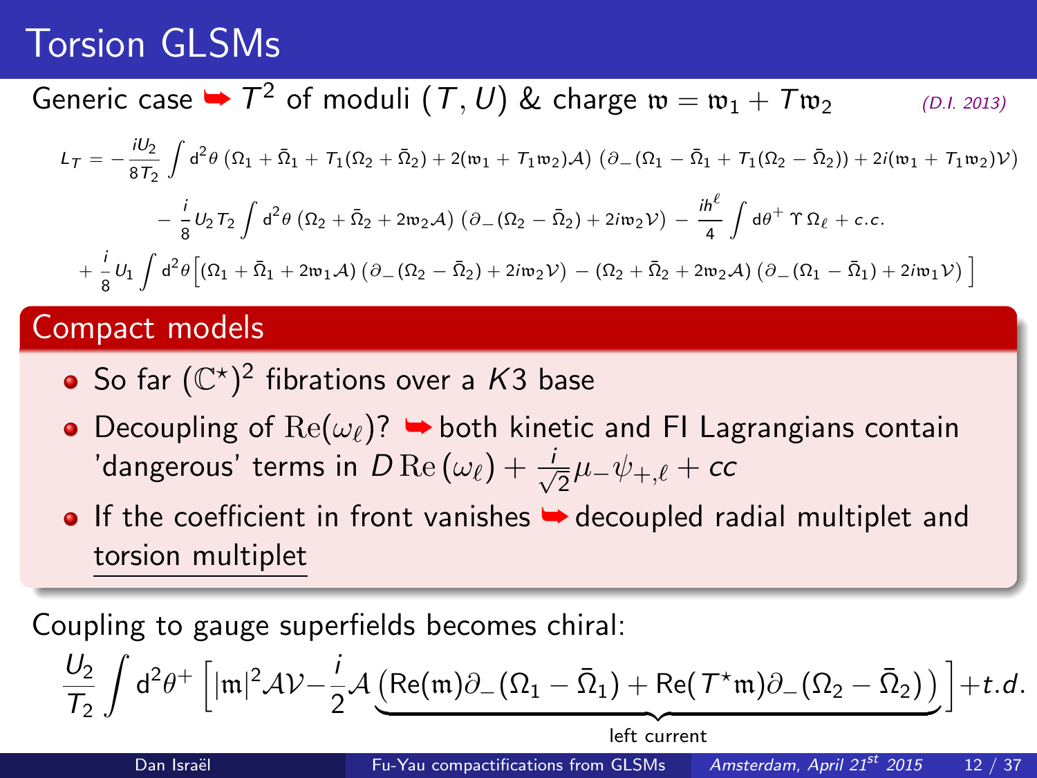# Torsion GLSMs

Generic case ➥ $T^2$ of moduli $(T,U)$ & charge $\mathfrak{w} = \mathfrak{w}_1 + T\mathfrak{w}_2$ *(D.I. 2013)*

$$
\begin{aligned}
L_T = & -\frac{iU_2}{8T_2}\int \mathrm{d}^2\theta \left(\Omega_1 + \bar{\Omega}_1 + T_1(\Omega_2+\bar{\Omega}_2) + 2(\mathfrak{w}_1 + T_1\mathfrak{w}_2)\mathcal{A}\right)\left(\partial_-(\Omega_1 - \bar{\Omega}_1 + T_1(\Omega_2 - \bar{\Omega}_2)) + 2i(\mathfrak{w}_1 + T_1\mathfrak{w}_2)\mathcal{V}\right) \\
& - \frac{i}{8}U_2 T_2 \int \mathrm{d}^2\theta \left(\Omega_2 + \bar{\Omega}_2 + 2\mathfrak{w}_2\mathcal{A}\right)\left(\partial_-(\Omega_2 - \bar{\Omega}_2) + 2i\mathfrak{w}_2\mathcal{V}\right) - \frac{ih^\ell}{4}\int \mathrm{d}\theta^+\, \Upsilon\, \Omega_\ell + c.c. \\
& + \frac{i}{8}U_1 \int \mathrm{d}^2\theta \Big[\left(\Omega_1 + \bar{\Omega}_1 + 2\mathfrak{w}_1\mathcal{A}\right)\left(\partial_-(\Omega_2 - \bar{\Omega}_2) + 2i\mathfrak{w}_2\mathcal{V}\right) - \left(\Omega_2 + \bar{\Omega}_2 + 2\mathfrak{w}_2\mathcal{A}\right)\left(\partial_-(\Omega_1 - \bar{\Omega}_1) + 2i\mathfrak{w}_1\mathcal{V}\right)\Big]
\end{aligned}
$$

## Compact models

- So far $(\mathbb{C}^\star)^2$ fibrations over a $K3$ base
- Decoupling of $\mathrm{Re}(\omega_\ell)$? ➥ both kinetic and FI Lagrangians contain 'dangerous' terms in $D\,\mathrm{Re}\,(\omega_\ell) + \frac{i}{\sqrt{2}}\mu_-\psi_{+,\ell} + cc$
- If the coefficient in front vanishes ➥ decoupled radial multiplet and torsion multiplet

Coupling to gauge superfields becomes chiral:

$$
\frac{U_2}{T_2}\int \mathrm{d}^2\theta^+ \left[|\mathfrak{m}|^2\mathcal{A}\mathcal{V} - \frac{i}{2}\mathcal{A}\underbrace{\left(\mathrm{Re}(\mathfrak{m})\partial_-(\Omega_1 - \bar{\Omega}_1) + \mathrm{Re}(T^\star\mathfrak{m})\partial_-(\Omega_2 - \bar{\Omega}_2)\right)}_{\text{left current}}\right] + t.d.
$$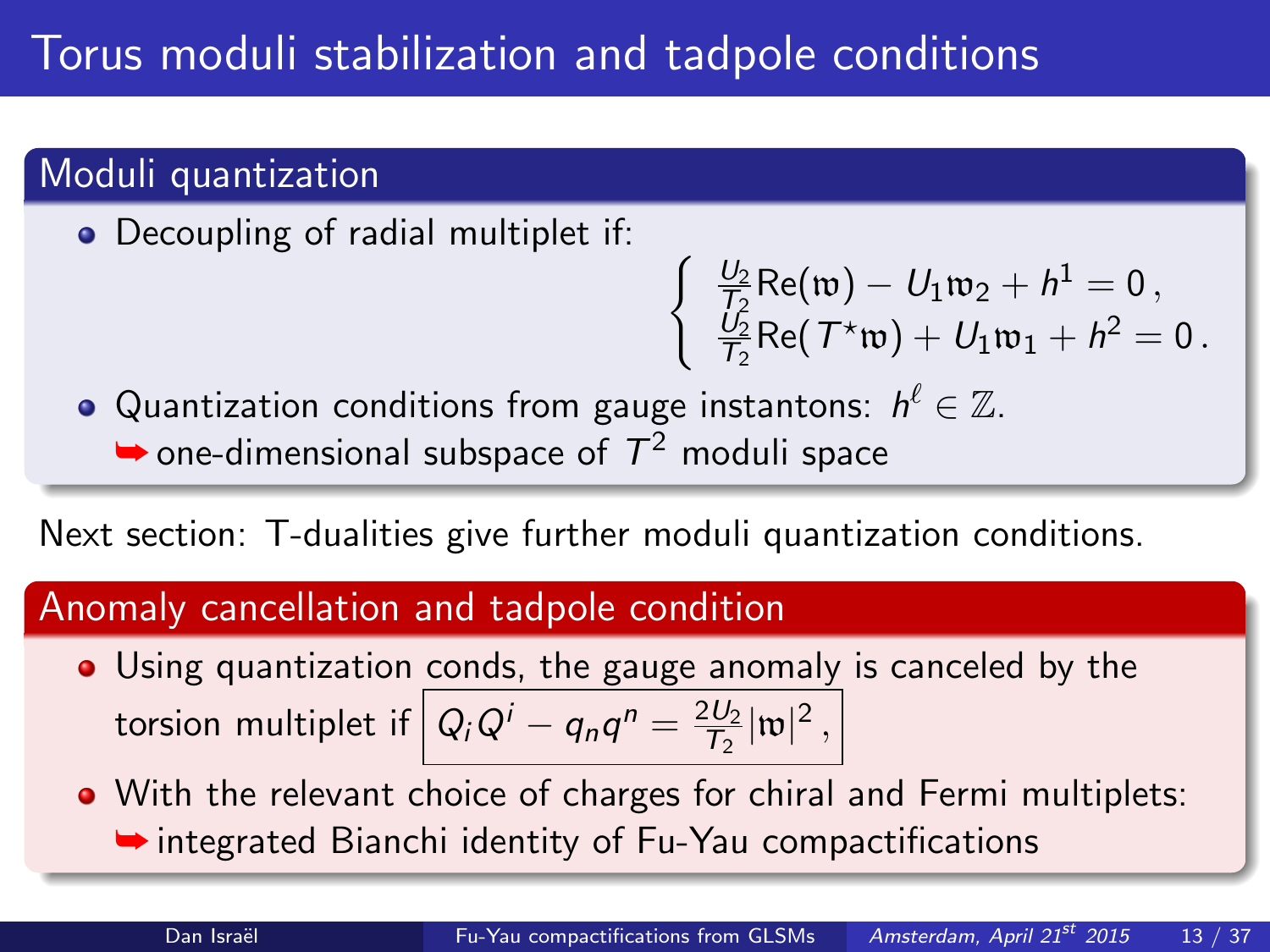# Torus moduli stabilization and tadpole conditions

## Moduli quantization

- Decoupling of radial multiplet if:

$$\begin{cases} \frac{U_2}{T_2}\mathrm{Re}(\mathfrak{w}) - U_1\mathfrak{w}_2 + h^1 = 0\,, \\ \frac{U_2}{T_2}\mathrm{Re}(T^\star\mathfrak{w}) + U_1\mathfrak{w}_1 + h^2 = 0\,. \end{cases}$$

- Quantization conditions from gauge instantons: $h^\ell \in \mathbb{Z}$.
  ➥ one-dimensional subspace of $T^2$ moduli space

Next section: T-dualities give further moduli quantization conditions.

## Anomaly cancellation and tadpole condition

- Using quantization conds, the gauge anomaly is canceled by the torsion multiplet if $Q_i Q^i - q_n q^n = \frac{2U_2}{T_2}|\mathfrak{w}|^2\,,$
- With the relevant choice of charges for chiral and Fermi multiplets:
  ➥ integrated Bianchi identity of Fu-Yau compactifications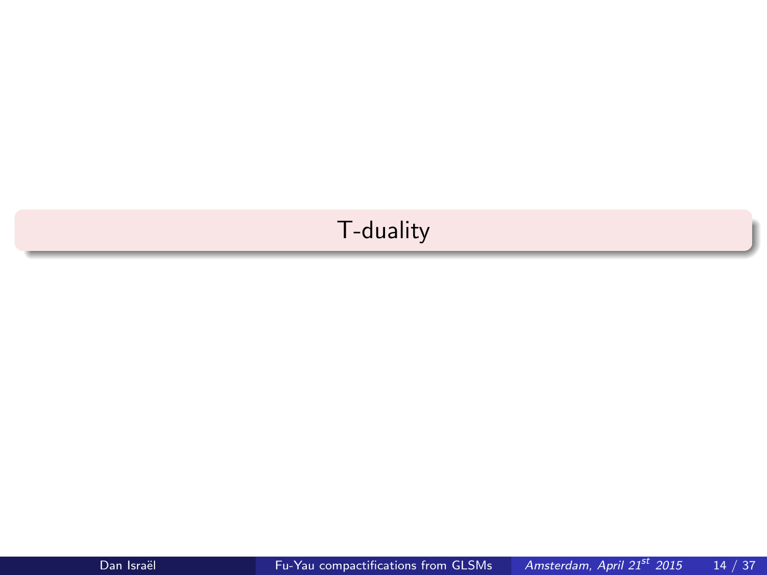# T-duality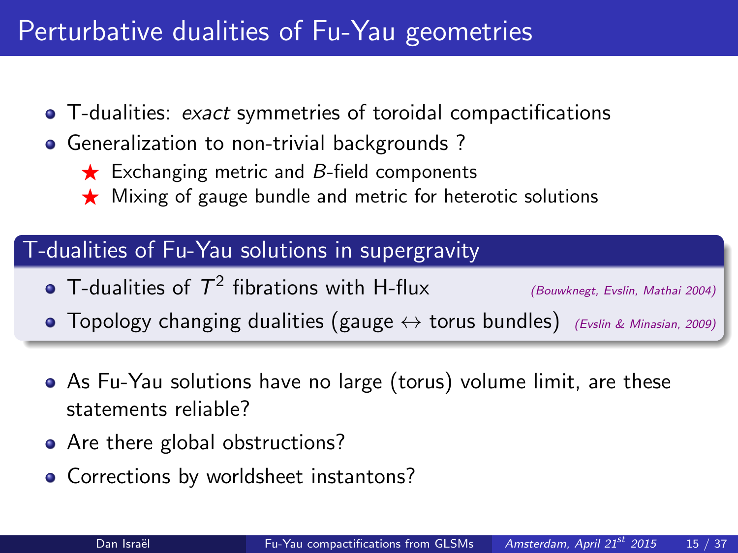# Perturbative dualities of Fu-Yau geometries

- T-dualities: *exact* symmetries of toroidal compactifications
- Generalization to non-trivial backgrounds ?
  - ★ Exchanging metric and $B$-field components
  - ★ Mixing of gauge bundle and metric for heterotic solutions

## T-dualities of Fu-Yau solutions in supergravity

- T-dualities of $T^2$ fibrations with H-flux *(Bouwknegt, Evslin, Mathai 2004)*
- Topology changing dualities (gauge $\leftrightarrow$ torus bundles) *(Evslin & Minasian, 2009)*

- As Fu-Yau solutions have no large (torus) volume limit, are these statements reliable?
- Are there global obstructions?
- Corrections by worldsheet instantons?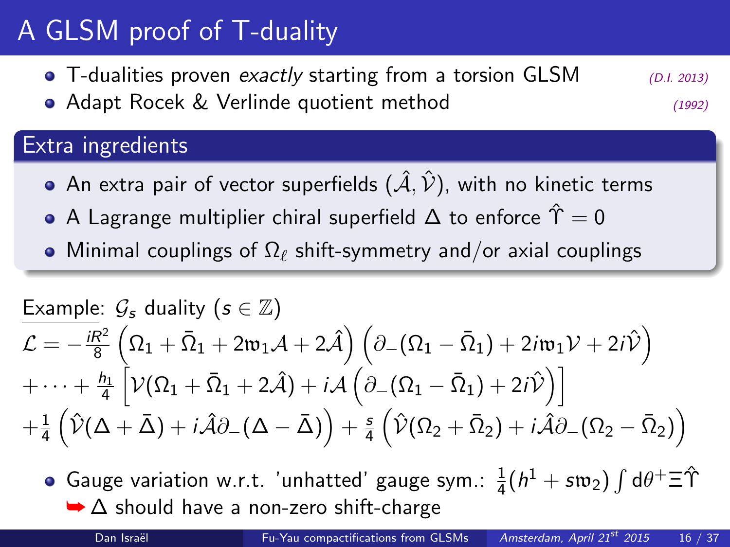# A GLSM proof of T-duality

- T-dualities proven *exactly* starting from a torsion GLSM *(D.I. 2013)*
- Adapt Rocek & Verlinde quotient method *(1992)*

## Extra ingredients

- An extra pair of vector superfields $(\hat{\mathcal{A}}, \hat{\mathcal{V}})$, with no kinetic terms
- A Lagrange multiplier chiral superfield $\Delta$ to enforce $\hat{\Upsilon} = 0$
- Minimal couplings of $\Omega_\ell$ shift-symmetry and/or axial couplings

Example: $\mathcal{G}_s$ duality ($s \in \mathbb{Z}$)

$$\mathcal{L} = -\tfrac{iR^2}{8}\left(\Omega_1 + \bar{\Omega}_1 + 2\mathfrak{w}_1\mathcal{A} + 2\hat{\mathcal{A}}\right)\left(\partial_-(\Omega_1 - \bar{\Omega}_1) + 2i\mathfrak{w}_1\mathcal{V} + 2i\hat{\mathcal{V}}\right)$$
$$+ \cdots + \tfrac{h_1}{4}\left[\mathcal{V}(\Omega_1 + \bar{\Omega}_1 + 2\hat{\mathcal{A}}) + i\mathcal{A}\left(\partial_-(\Omega_1 - \bar{\Omega}_1) + 2i\hat{\mathcal{V}}\right)\right]$$
$$+ \tfrac{1}{4}\left(\hat{\mathcal{V}}(\Delta + \bar{\Delta}) + i\hat{\mathcal{A}}\partial_-(\Delta - \bar{\Delta})\right) + \tfrac{s}{4}\left(\hat{\mathcal{V}}(\Omega_2 + \bar{\Omega}_2) + i\hat{\mathcal{A}}\partial_-(\Omega_2 - \bar{\Omega}_2)\right)$$

- Gauge variation w.r.t. 'unhatted' gauge sym.: $\frac{1}{4}(h^1 + s\mathfrak{w}_2)\int \mathrm{d}\theta^+ \Xi \hat{\Upsilon}$
  ➥ $\Delta$ should have a non-zero shift-charge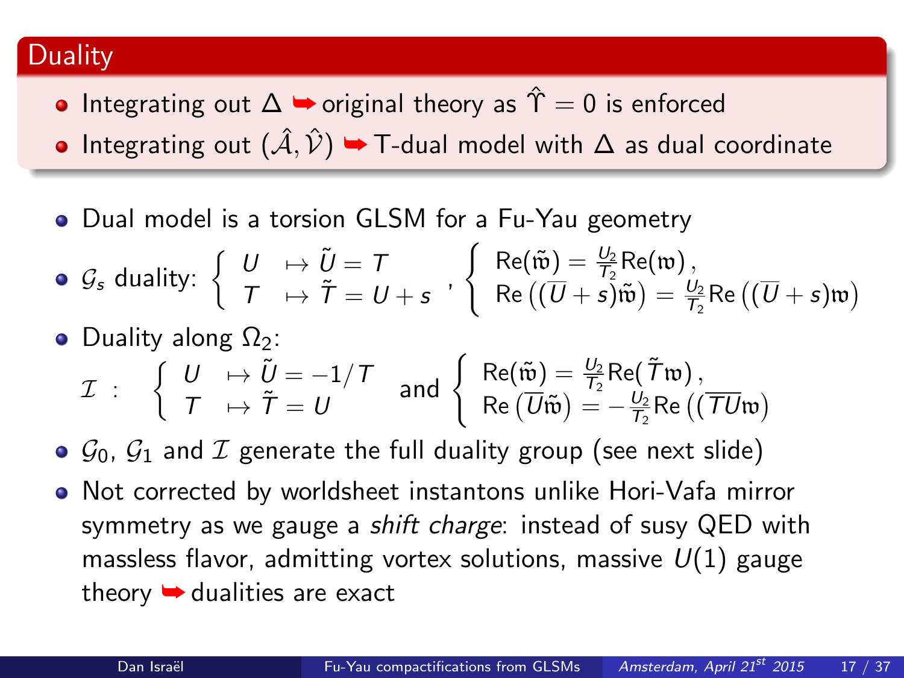## Duality

- Integrating out $\Delta$ ➥ original theory as $\hat{\Upsilon} = 0$ is enforced
- Integrating out $(\hat{\mathcal{A}}, \hat{\mathcal{V}})$ ➥ T-dual model with $\Delta$ as dual coordinate

- Dual model is a torsion GLSM for a Fu-Yau geometry
- $\mathcal{G}_s$ duality: $\left\{ \begin{array}{ll} U & \mapsto \tilde{U} = T \\ T & \mapsto \tilde{T} = U + s \end{array} \right. , \left\{ \begin{array}{l} \mathrm{Re}(\tilde{\mathfrak{w}}) = \frac{U_2}{T_2}\mathrm{Re}(\mathfrak{w})\,, \\ \mathrm{Re}\left((\overline{U}+s)\tilde{\mathfrak{w}}\right) = \frac{U_2}{T_2}\mathrm{Re}\left((\overline{U}+s)\mathfrak{w}\right) \end{array} \right.$
- Duality along $\Omega_2$:

$$\mathcal{I} \;:\; \left\{ \begin{array}{ll} U & \mapsto \tilde{U} = -1/T \\ T & \mapsto \tilde{T} = U \end{array} \right. \quad \text{and} \quad \left\{ \begin{array}{l} \mathrm{Re}(\tilde{\mathfrak{w}}) = \frac{U_2}{T_2}\mathrm{Re}(\tilde{T}\mathfrak{w})\,, \\ \mathrm{Re}\left(\overline{U}\tilde{\mathfrak{w}}\right) = -\frac{U_2}{T_2}\mathrm{Re}\left((\overline{TU}\mathfrak{w}\right) \end{array} \right.$$

- $\mathcal{G}_0$, $\mathcal{G}_1$ and $\mathcal{I}$ generate the full duality group (see next slide)
- Not corrected by worldsheet instantons unlike Hori-Vafa mirror symmetry as we gauge a *shift charge*: instead of susy QED with massless flavor, admitting vortex solutions, massive $U(1)$ gauge theory ➥ dualities are exact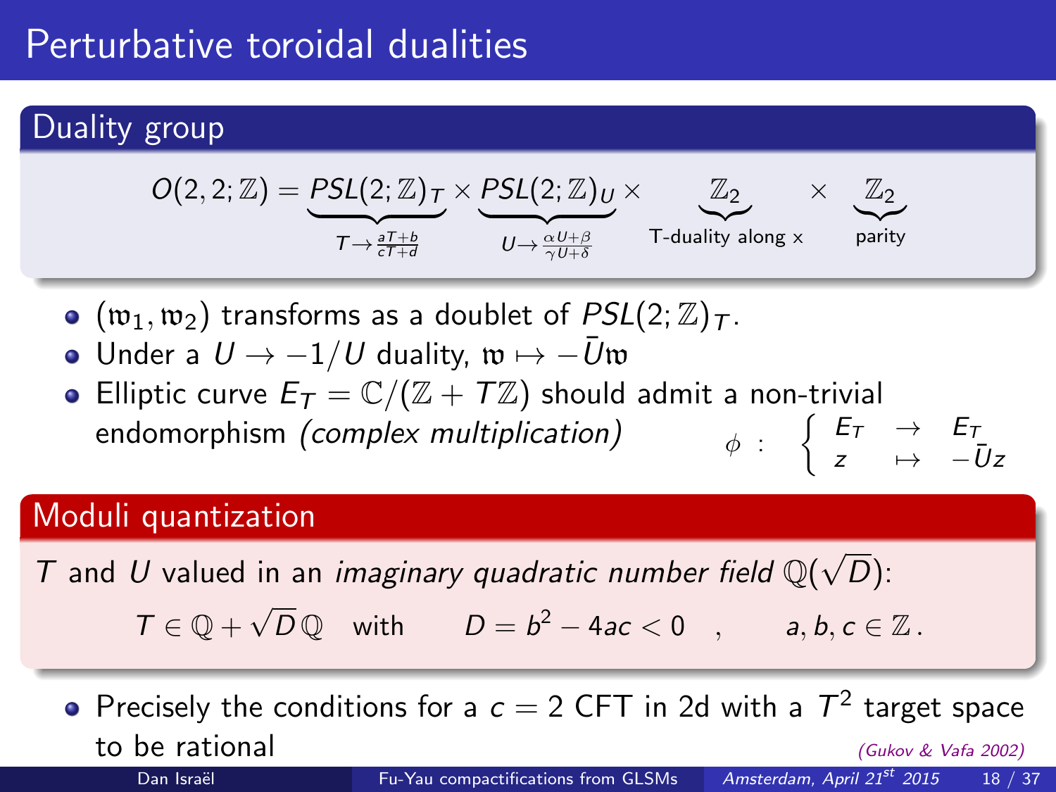# Perturbative toroidal dualities

## Duality group

$$O(2,2;\mathbb{Z}) = \underbrace{PSL(2;\mathbb{Z})_T}_{T\to\frac{aT+b}{cT+d}} \times \underbrace{PSL(2;\mathbb{Z})_U}_{U\to\frac{\alpha U+\beta}{\gamma U+\delta}} \times \underbrace{\mathbb{Z}_2}_{\text{T-duality along x}} \times \underbrace{\mathbb{Z}_2}_{\text{parity}}$$

- $(\mathfrak{w}_1, \mathfrak{w}_2)$ transforms as a doublet of $PSL(2;\mathbb{Z})_T$.
- Under a $U \to -1/U$ duality, $\mathfrak{w} \mapsto -\bar{U}\mathfrak{w}$
- Elliptic curve $E_T = \mathbb{C}/(\mathbb{Z} + T\mathbb{Z})$ should admit a non-trivial endomorphism *(complex multiplication)* $\phi \; : \; \begin{cases} E_T & \to & E_T \\ z & \mapsto & -\bar{U}z \end{cases}$

## Moduli quantization

$T$ and $U$ valued in an *imaginary quadratic number field* $\mathbb{Q}(\sqrt{D})$:

$$T \in \mathbb{Q} + \sqrt{D}\,\mathbb{Q} \quad \text{with} \qquad D = b^2 - 4ac < 0 \quad , \qquad a,b,c \in \mathbb{Z}\,.$$

- Precisely the conditions for a $c = 2$ CFT in 2d with a $T^2$ target space to be rational *(Gukov & Vafa 2002)*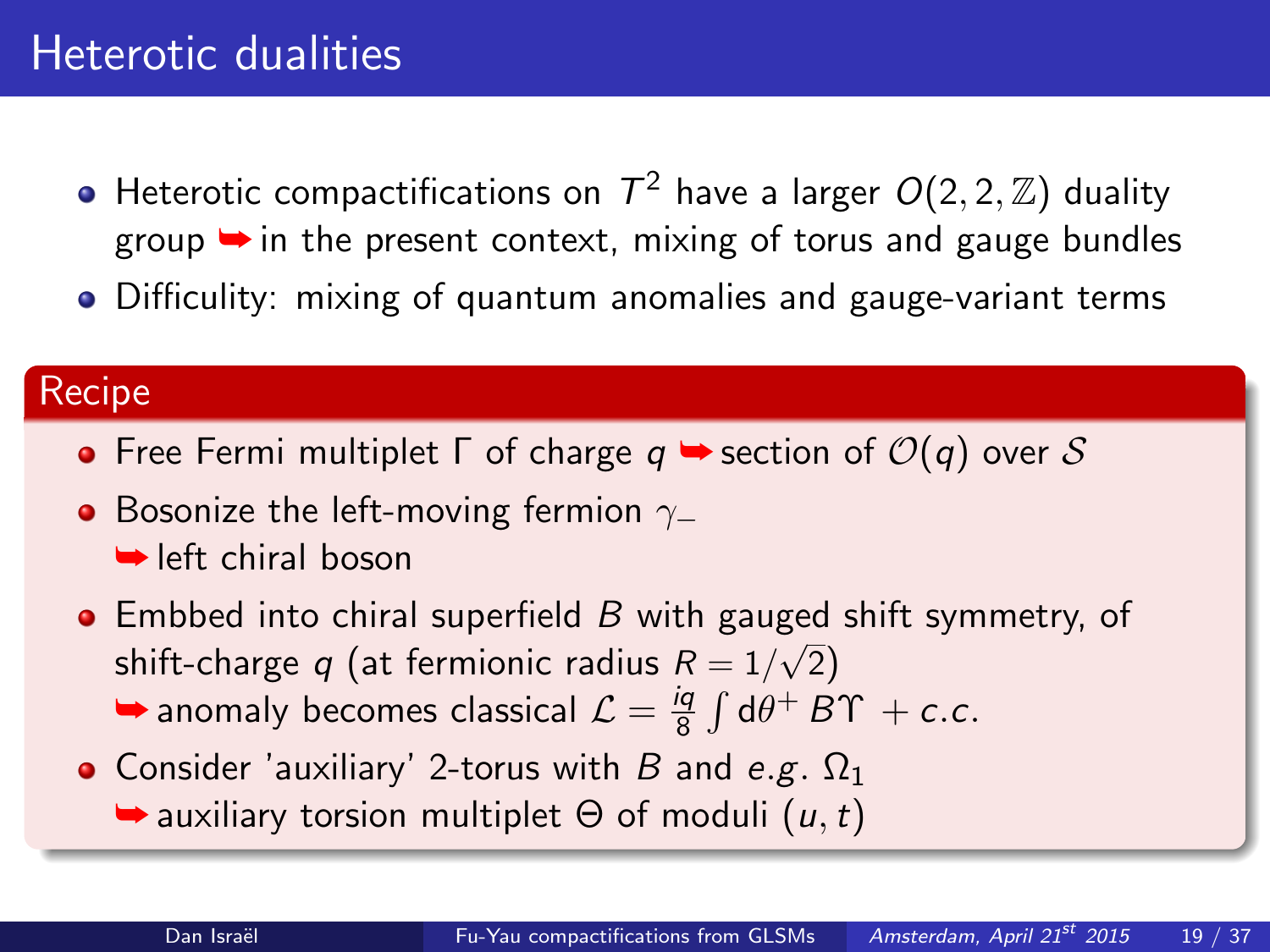# Heterotic dualities

- Heterotic compactifications on $T^2$ have a larger $O(2,2,\mathbb{Z})$ duality group ➥ in the present context, mixing of torus and gauge bundles
- Difficulity: mixing of quantum anomalies and gauge-variant terms

## Recipe

- Free Fermi multiplet $\Gamma$ of charge $q$ ➥ section of $\mathcal{O}(q)$ over $\mathcal{S}$
- Bosonize the left-moving fermion $\gamma_-$
  ➥ left chiral boson
- Embbed into chiral superfield $B$ with gauged shift symmetry, of shift-charge $q$ (at fermionic radius $R = 1/\sqrt{2}$)
  ➥ anomaly becomes classical $\mathcal{L} = \frac{iq}{8} \int \mathrm{d}\theta^+ \, B\Upsilon \, + c.c.$
- Consider 'auxiliary' 2-torus with $B$ and $e.g.$ $\Omega_1$
  ➥ auxiliary torsion multiplet $\Theta$ of moduli $(u,t)$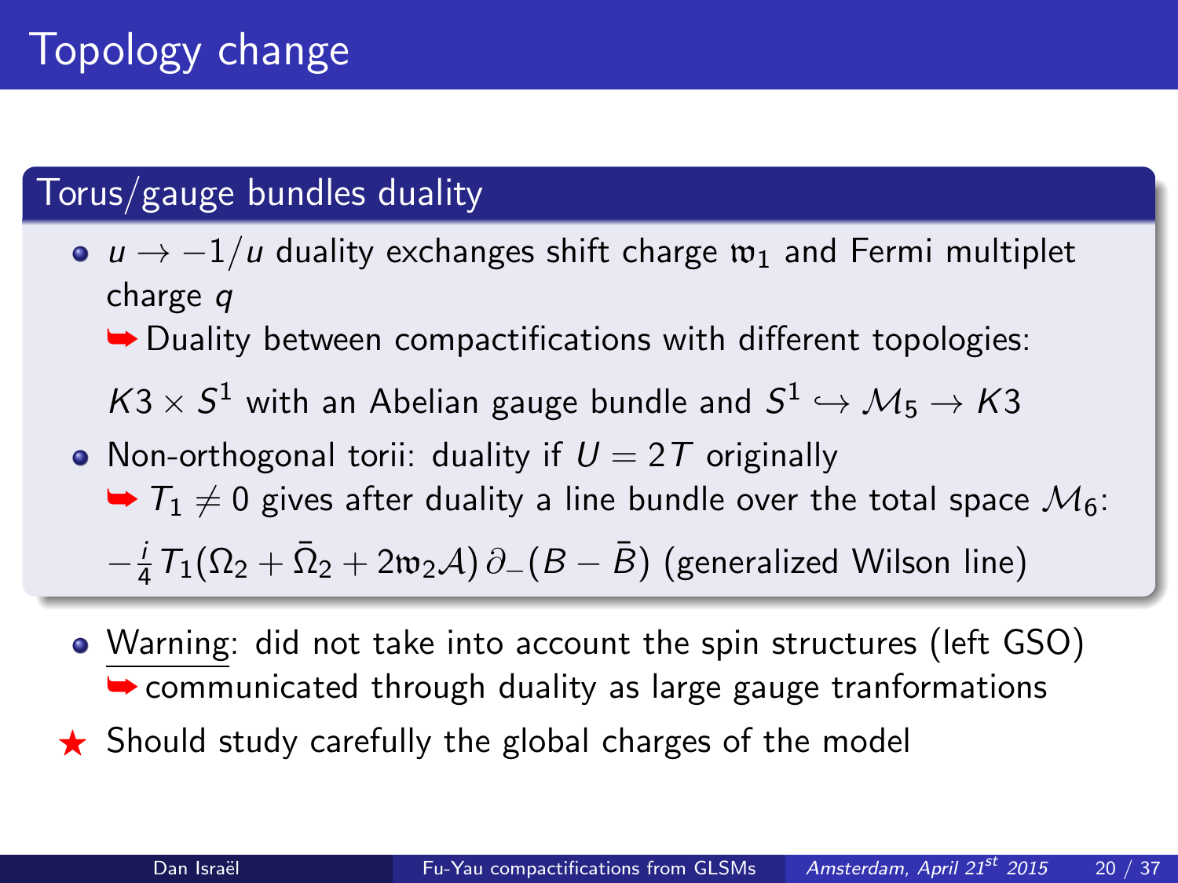# Topology change

## Torus/gauge bundles duality

- $u \to -1/u$ duality exchanges shift charge $\mathfrak{w}_1$ and Fermi multiplet charge $q$
  ➥ Duality between compactifications with different topologies:

  $K3 \times S^1$ with an Abelian gauge bundle and $S^1 \hookrightarrow \mathcal{M}_5 \to K3$
- Non-orthogonal torii: duality if $U = 2T$ originally
  ➥ $T_1 \neq 0$ gives after duality a line bundle over the total space $\mathcal{M}_6$:

  $-\frac{i}{4} T_1 (\Omega_2 + \bar{\Omega}_2 + 2\mathfrak{w}_2 \mathcal{A}) \, \partial_- (B - \bar{B})$ (generalized Wilson line)

- Warning: did not take into account the spin structures (left GSO)
  ➥ communicated through duality as large gauge tranformations

★ Should study carefully the global charges of the model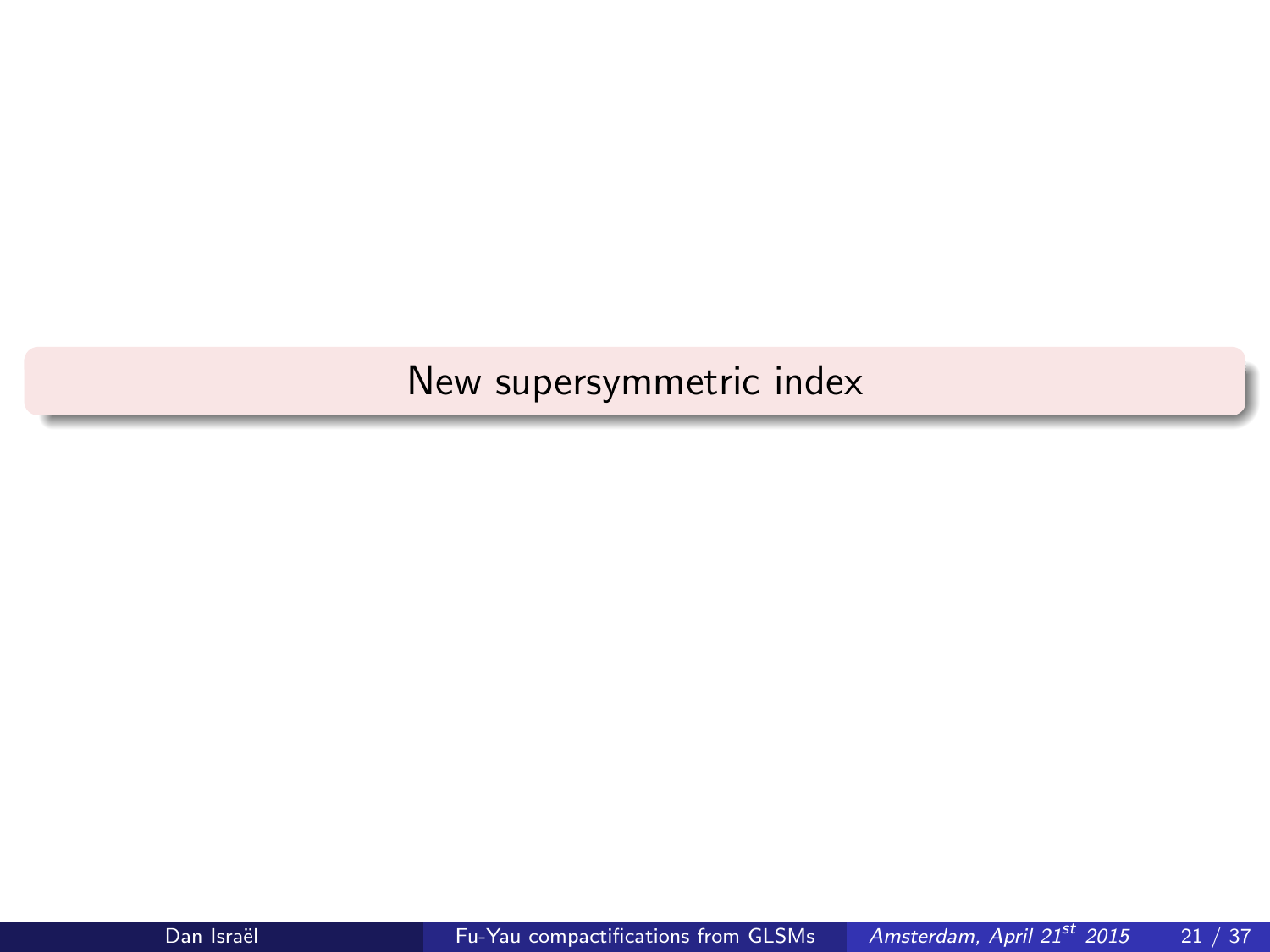# New supersymmetric index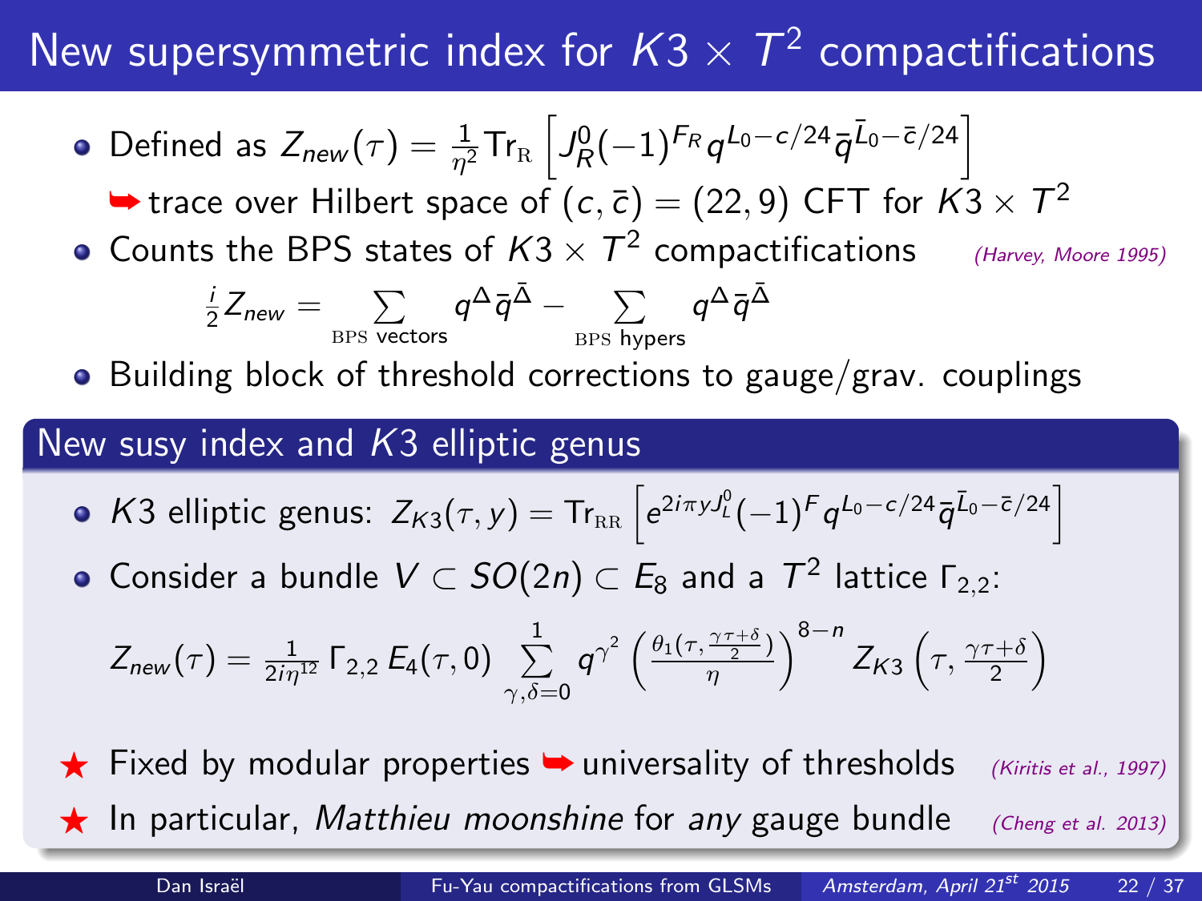# New supersymmetric index for $K3 \times T^2$ compactifications

- Defined as $Z_{new}(\tau) = \frac{1}{\eta^2} \text{Tr}_{\text{R}} \left[ J_R^0 (-1)^{F_R} q^{L_0 - c/24} \bar{q}^{\bar{L}_0 - \bar{c}/24} \right]$

  ➥ trace over Hilbert space of $(c, \bar{c}) = (22, 9)$ CFT for $K3 \times T^2$

- Counts the BPS states of $K3 \times T^2$ compactifications *(Harvey, Moore 1995)*

$$\frac{i}{2} Z_{new} = \sum_{\text{BPS vectors}} q^{\Delta} \bar{q}^{\bar{\Delta}} - \sum_{\text{BPS hypers}} q^{\Delta} \bar{q}^{\bar{\Delta}}$$

- Building block of threshold corrections to gauge/grav. couplings

## New susy index and $K3$ elliptic genus

- $K3$ elliptic genus: $Z_{K3}(\tau, y) = \text{Tr}_{\text{RR}} \left[ e^{2i\pi y J_L^0} (-1)^F q^{L_0 - c/24} \bar{q}^{\bar{L}_0 - \bar{c}/24} \right]$
- Consider a bundle $V \subset SO(2n) \subset E_8$ and a $T^2$ lattice $\Gamma_{2,2}$:

$$Z_{new}(\tau) = \frac{1}{2i\eta^{12}} \Gamma_{2,2} \, E_4(\tau, 0) \sum_{\gamma, \delta = 0}^{1} q^{\gamma^2} \left( \frac{\theta_1(\tau, \frac{\gamma\tau + \delta}{2})}{\eta} \right)^{8-n} Z_{K3}\left( \tau, \frac{\gamma\tau + \delta}{2} \right)$$

★ Fixed by modular properties ➥ universality of thresholds *(Kiritis et al., 1997)*

★ In particular, *Matthieu moonshine* for *any* gauge bundle *(Cheng et al. 2013)*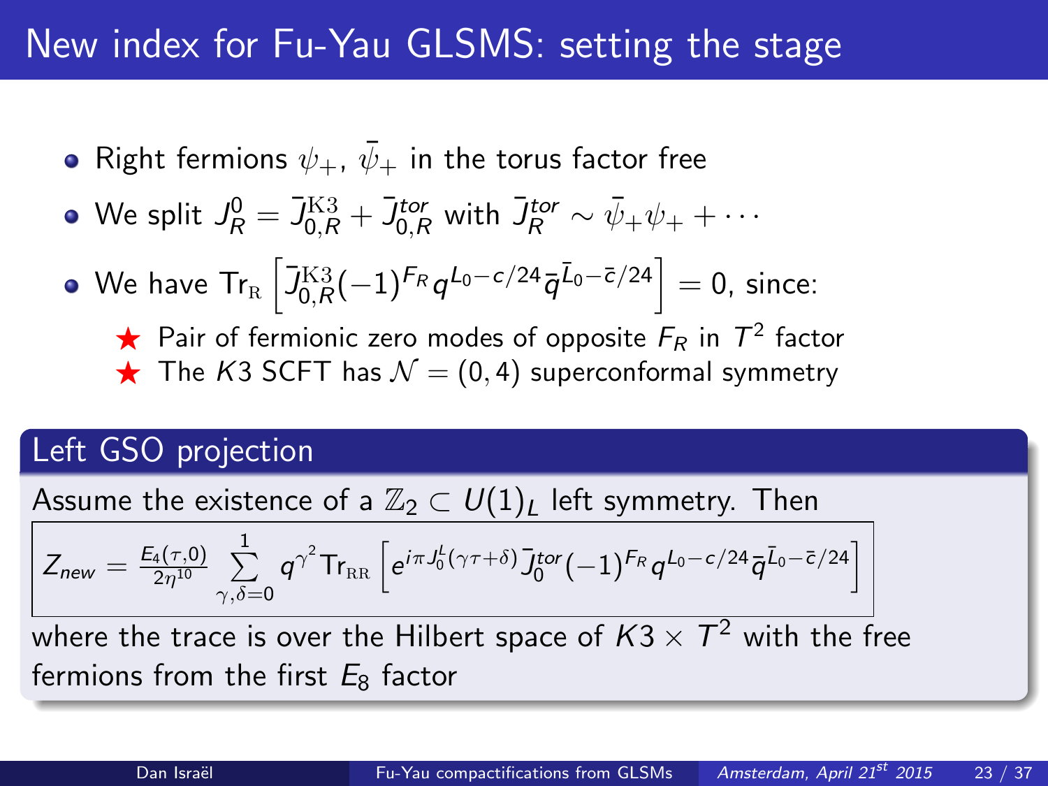# New index for Fu-Yau GLSMS: setting the stage

- Right fermions $\psi_+$, $\bar{\psi}_+$ in the torus factor free
- We split $J_R^0 = \bar{J}_{0,R}^{\mathrm{K3}} + \bar{J}_{0,R}^{tor}$ with $\bar{J}_R^{tor} \sim \bar{\psi}_+ \psi_+ + \cdots$
- We have $\mathrm{Tr}_{\mathrm{R}} \left[ \bar{J}_{0,R}^{\mathrm{K3}} (-1)^{F_R} q^{L_0 - c/24} \bar{q}^{\bar{L}_0 - \bar{c}/24} \right] = 0$, since:
  - ★ Pair of fermionic zero modes of opposite $F_R$ in $T^2$ factor
  - ★ The $K3$ SCFT has $\mathcal{N} = (0,4)$ superconformal symmetry

## Left GSO projection

Assume the existence of a $\mathbb{Z}_2 \subset U(1)_L$ left symmetry. Then

$$Z_{new} = \frac{E_4(\tau,0)}{2\eta^{10}} \sum_{\gamma,\delta=0}^{1} q^{\gamma^2} \mathrm{Tr}_{\mathrm{RR}} \left[ e^{i\pi J_0^L (\gamma\tau + \delta)} \bar{J}_0^{tor} (-1)^{F_R} q^{L_0 - c/24} \bar{q}^{\bar{L}_0 - \bar{c}/24} \right]$$

where the trace is over the Hilbert space of $K3 \times T^2$ with the free fermions from the first $E_8$ factor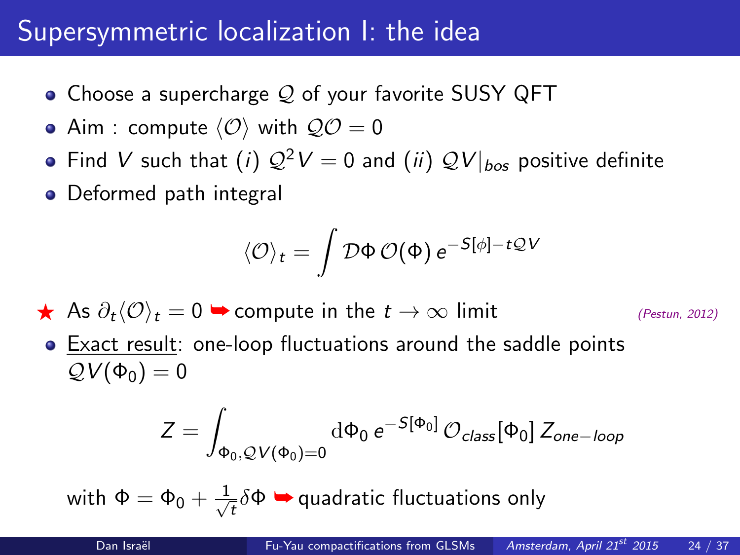# Supersymmetric localization I: the idea

- Choose a supercharge $\mathcal{Q}$ of your favorite SUSY QFT
- Aim : compute $\langle \mathcal{O} \rangle$ with $\mathcal{Q}\mathcal{O} = 0$
- Find $V$ such that $(i)$ $\mathcal{Q}^2 V = 0$ and $(ii)$ $\mathcal{Q}V|_{bos}$ positive definite
- Deformed path integral

$$\langle \mathcal{O} \rangle_t = \int \mathcal{D}\Phi \, \mathcal{O}(\Phi) \, e^{-S[\phi] - t\mathcal{Q}V}$$

★ As $\partial_t \langle \mathcal{O} \rangle_t = 0$ ➥ compute in the $t \to \infty$ limit *(Pestun, 2012)*

- Exact result: one-loop fluctuations around the saddle points $\mathcal{Q}V(\Phi_0) = 0$

$$Z = \int_{\Phi_0, \mathcal{Q}V(\Phi_0)=0} \mathrm{d}\Phi_0 \, e^{-S[\Phi_0]} \, \mathcal{O}_{class}[\Phi_0] \, Z_{one-loop}$$

with $\Phi = \Phi_0 + \frac{1}{\sqrt{t}} \delta\Phi$ ➥ quadratic fluctuations only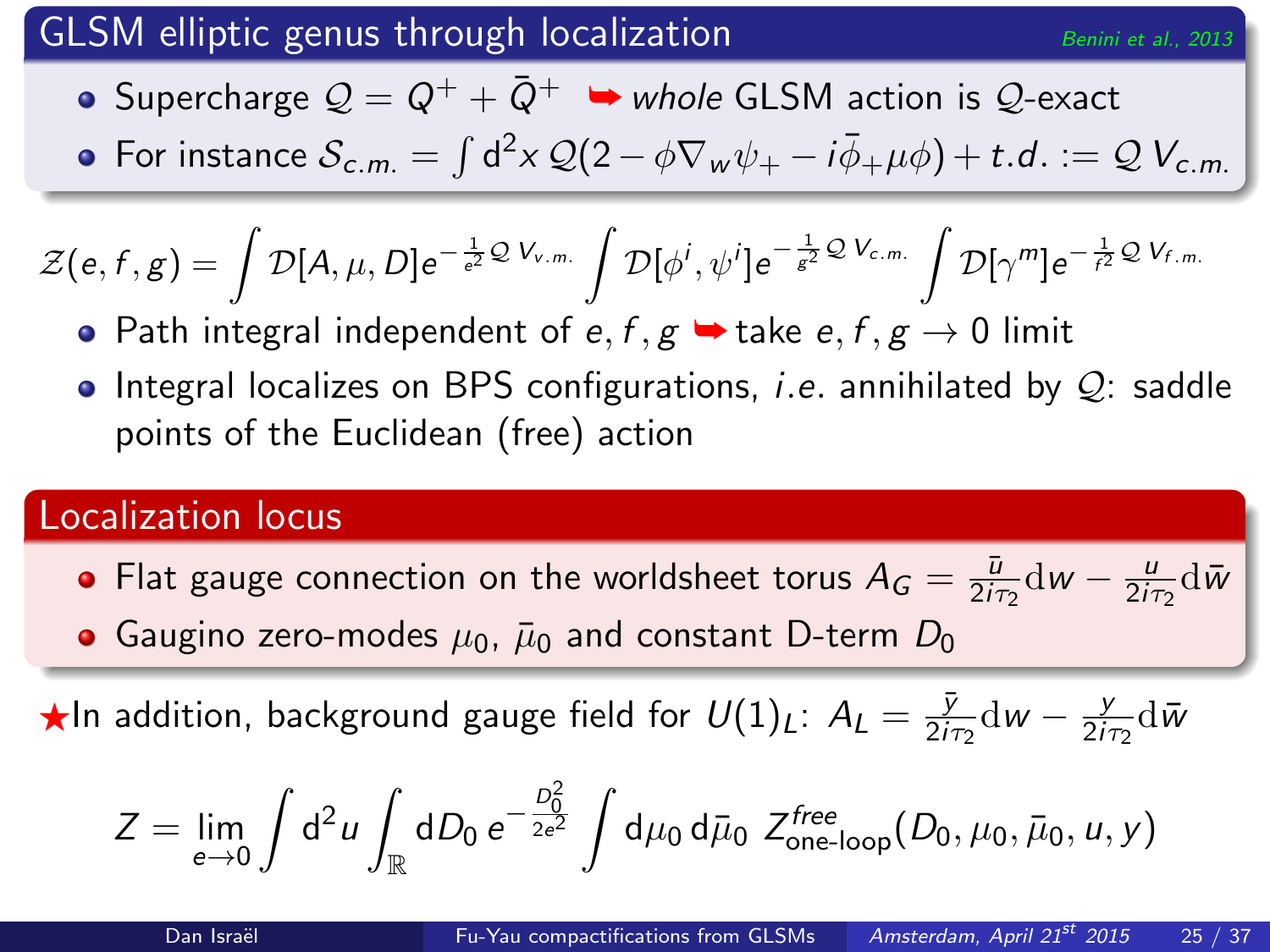## GLSM elliptic genus through localization

*Benini et al., 2013*

- Supercharge $\mathcal{Q} = Q^+ + \bar{Q}^+$ ➥ *whole* GLSM action is $\mathcal{Q}$-exact
- For instance $\mathcal{S}_{c.m.} = \int \mathrm{d}^2x\, \mathcal{Q}(2 - \phi \nabla_w \psi_+ - i\bar{\phi}_+ \mu \phi) + t.d. := \mathcal{Q}\, V_{c.m.}$

$$\mathcal{Z}(e,f,g) = \int \mathcal{D}[A,\mu,D] e^{-\frac{1}{e^2}\mathcal{Q}\, V_{v.m.}} \int \mathcal{D}[\phi^i,\psi^i] e^{-\frac{1}{g^2}\mathcal{Q}\, V_{c.m.}} \int \mathcal{D}[\gamma^m] e^{-\frac{1}{f^2}\mathcal{Q}\, V_{f.m.}}$$

- Path integral independent of $e,f,g$ ➥ take $e,f,g \to 0$ limit
- Integral localizes on BPS configurations, *i.e.* annihilated by $\mathcal{Q}$: saddle points of the Euclidean (free) action

### Localization locus

- Flat gauge connection on the worldsheet torus $A_G = \frac{\bar{u}}{2i\tau_2}\mathrm{d}w - \frac{u}{2i\tau_2}\mathrm{d}\bar{w}$
- Gaugino zero-modes $\mu_0$, $\bar{\mu}_0$ and constant D-term $D_0$

★In addition, background gauge field for $U(1)_L$: $A_L = \frac{\bar{y}}{2i\tau_2}\mathrm{d}w - \frac{y}{2i\tau_2}\mathrm{d}\bar{w}$

$$Z = \lim_{e\to 0} \int \mathrm{d}^2 u \int_{\mathbb{R}} \mathrm{d}D_0\, e^{-\frac{D_0^2}{2e^2}} \int \mathrm{d}\mu_0\, \mathrm{d}\bar{\mu}_0\; Z^{free}_{\text{one-loop}}(D_0,\mu_0,\bar{\mu}_0,u,y)$$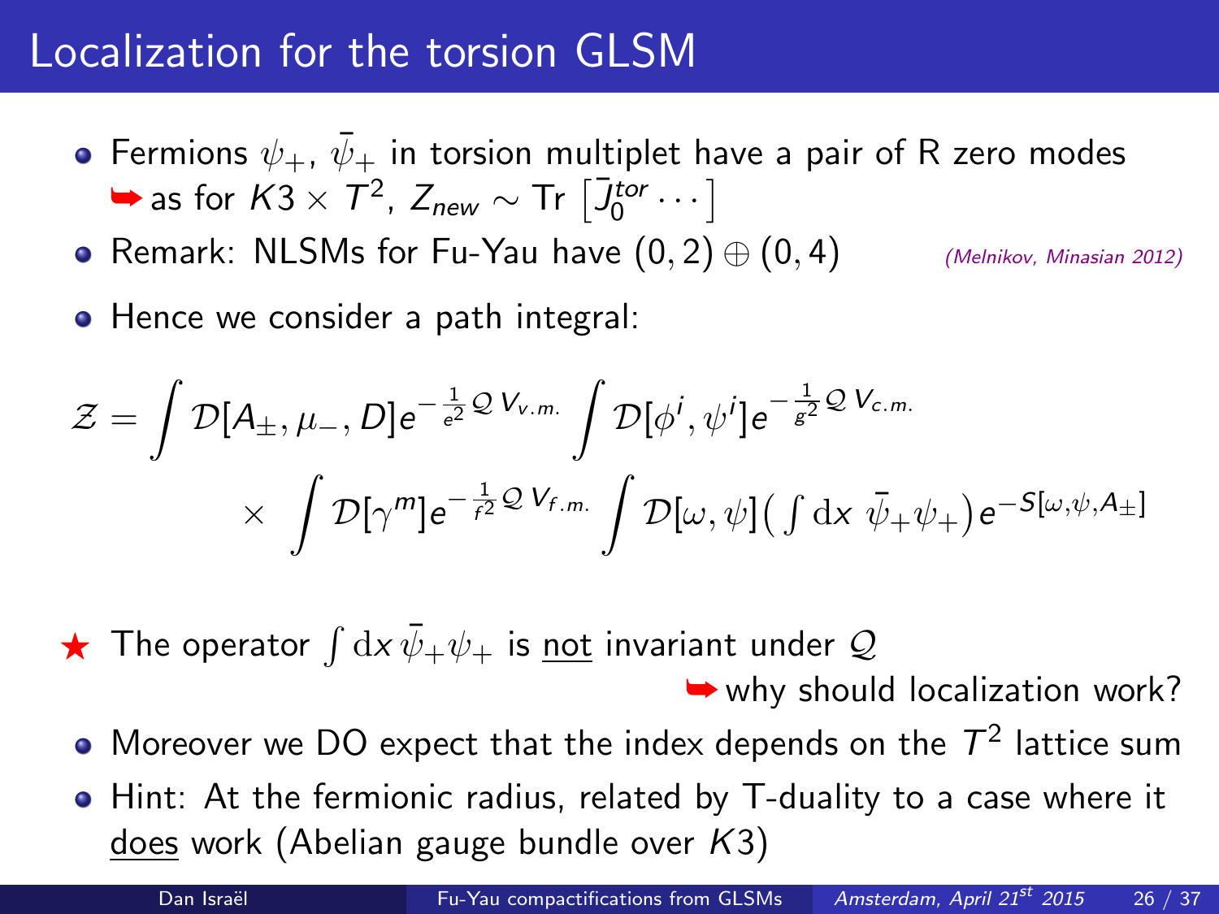# Localization for the torsion GLSM

- Fermions $\psi_+$, $\bar{\psi}_+$ in torsion multiplet have a pair of R zero modes
  ➥ as for $K3 \times T^2$, $Z_{new} \sim \text{Tr}\left[\bar{J}_0^{tor} \cdots\right]$
- Remark: NLSMs for Fu-Yau have $(0,2) \oplus (0,4)$ *(Melnikov, Minasian 2012)*
- Hence we consider a path integral:

$$\mathcal{Z} = \int \mathcal{D}[A_\pm, \mu_-, D] e^{-\frac{1}{e^2}\mathcal{Q}\, V_{v.m.}} \int \mathcal{D}[\phi^i, \psi^i] e^{-\frac{1}{g^2}\mathcal{Q}\, V_{c.m.}} \times \int \mathcal{D}[\gamma^m] e^{-\frac{1}{f^2}\mathcal{Q}\, V_{f.m.}} \int \mathcal{D}[\omega, \psi] \big( \int \mathrm{d}x\ \bar{\psi}_+ \psi_+ \big) e^{-S[\omega,\psi,A_\pm]}$$

★ The operator $\int \mathrm{d}x\, \bar{\psi}_+ \psi_+$ is <u>not</u> invariant under $\mathcal{Q}$
➥ why should localization work?

- Moreover we DO expect that the index depends on the $T^2$ lattice sum
- Hint: At the fermionic radius, related by T-duality to a case where it <u>does</u> work (Abelian gauge bundle over $K3$)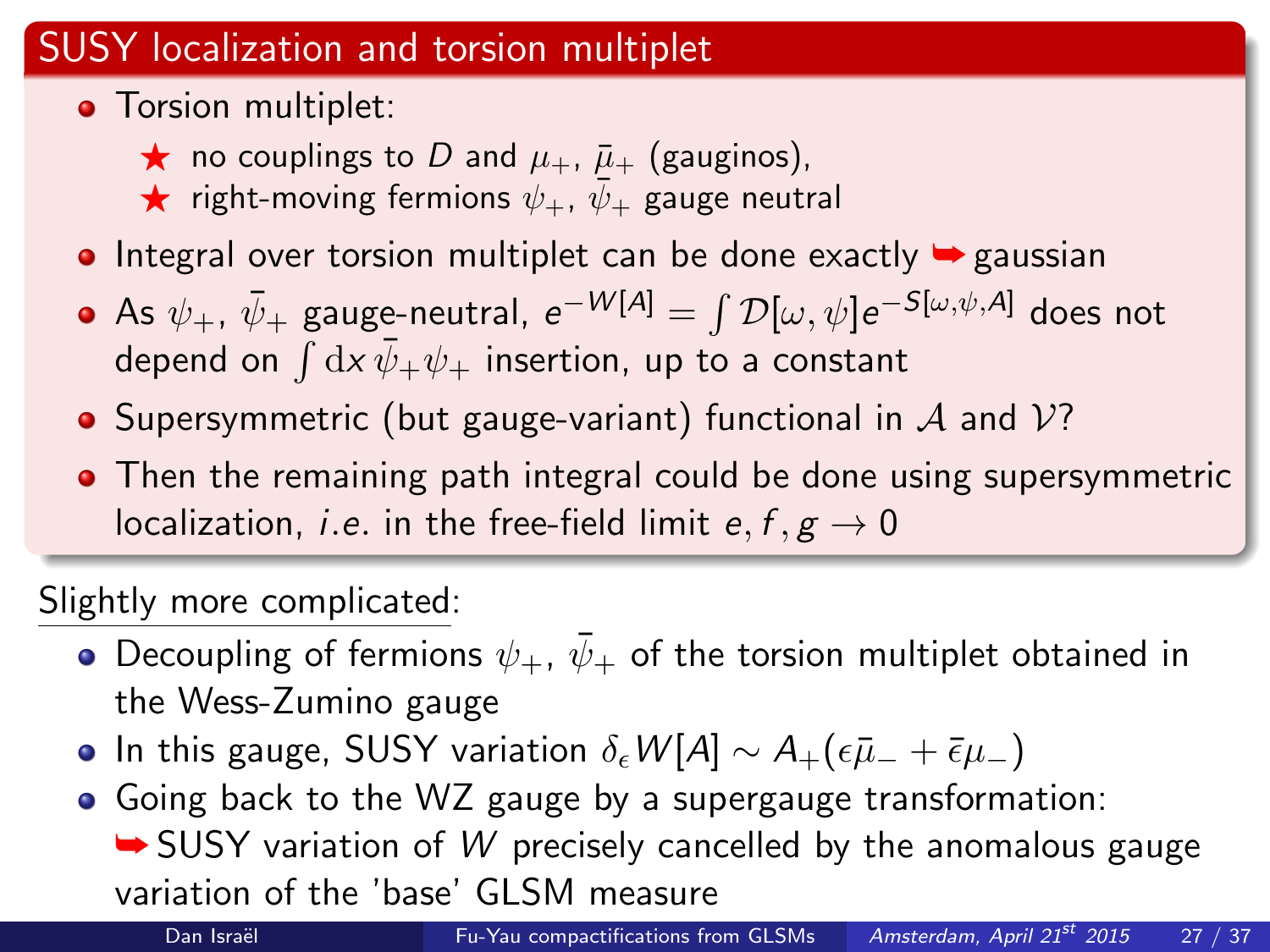## SUSY localization and torsion multiplet

- Torsion multiplet:
  - ★ no couplings to $D$ and $\mu_+$, $\bar{\mu}_+$ (gauginos),
  - ★ right-moving fermions $\psi_+$, $\bar{\psi}_+$ gauge neutral
- Integral over torsion multiplet can be done exactly ➥ gaussian
- As $\psi_+$, $\bar{\psi}_+$ gauge-neutral, $e^{-W[A]} = \int \mathcal{D}[\omega, \psi] e^{-S[\omega,\psi,A]}$ does not depend on $\int \mathrm{d}x\, \bar{\psi}_+ \psi_+$ insertion, up to a constant
- Supersymmetric (but gauge-variant) functional in $\mathcal{A}$ and $\mathcal{V}$?
- Then the remaining path integral could be done using supersymmetric localization, *i.e.* in the free-field limit $e, f, g \to 0$

Slightly more complicated:

- Decoupling of fermions $\psi_+$, $\bar{\psi}_+$ of the torsion multiplet obtained in the Wess-Zumino gauge
- In this gauge, SUSY variation $\delta_\epsilon W[A] \sim A_+(\epsilon \bar{\mu}_- + \bar{\epsilon} \mu_-)$
- Going back to the WZ gauge by a supergauge transformation: ➥ SUSY variation of $W$ precisely cancelled by the anomalous gauge variation of the 'base' GLSM measure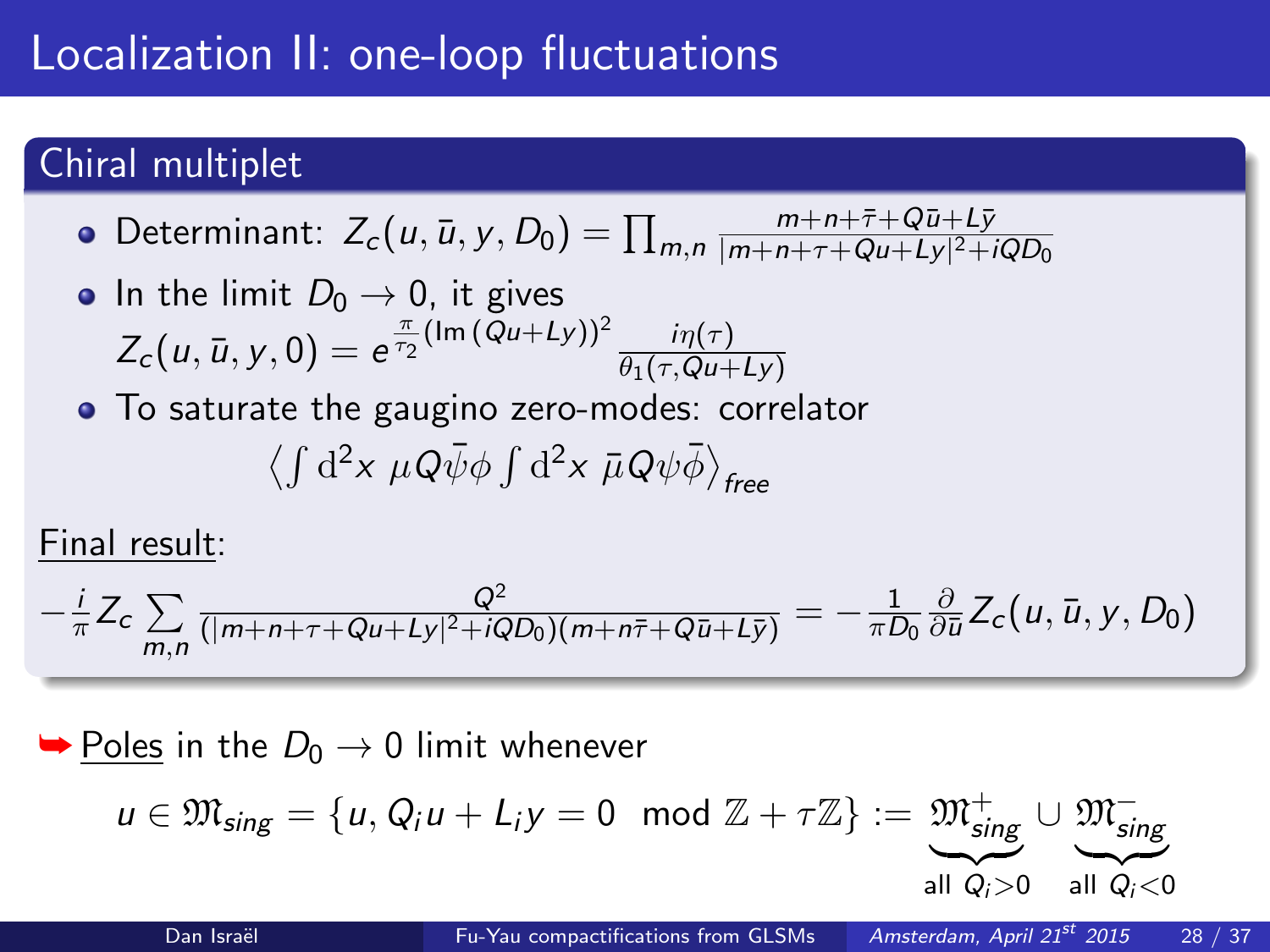# Localization II: one-loop fluctuations

## Chiral multiplet

- Determinant: $Z_c(u,\bar{u},y,D_0) = \prod_{m,n} \frac{m+n+\bar{\tau}+Q\bar{u}+L\bar{y}}{|m+n+\tau+Qu+Ly|^2+iQD_0}$
- In the limit $D_0 \to 0$, it gives $Z_c(u,\bar{u},y,0) = e^{\frac{\pi}{\tau_2}(\mathrm{Im}\,(Qu+Ly))^2}\frac{i\eta(\tau)}{\theta_1(\tau,Qu+Ly)}$
- To saturate the gaugino zero-modes: correlator

$$\left\langle \int \mathrm{d}^2x\ \mu Q\bar{\psi}\phi \int \mathrm{d}^2x\ \bar{\mu}Q\psi\bar{\phi}\right\rangle_{free}$$

Final result:

$$-\frac{i}{\pi}Z_c\sum_{m,n}\frac{Q^2}{(|m+n+\tau+Qu+Ly|^2+iQD_0)(m+n\bar{\tau}+Q\bar{u}+L\bar{y})} = -\frac{1}{\pi D_0}\frac{\partial}{\partial\bar{u}}Z_c(u,\bar{u},y,D_0)$$

➥ Poles in the $D_0 \to 0$ limit whenever

$$u \in \mathfrak{M}_{sing} = \{u, Q_i u + L_i y = 0 \mod \mathbb{Z}+\tau\mathbb{Z}\} := \underbrace{\mathfrak{M}^+_{sing}}_{\text{all } Q_i>0} \cup \underbrace{\mathfrak{M}^-_{sing}}_{\text{all } Q_i<0}$$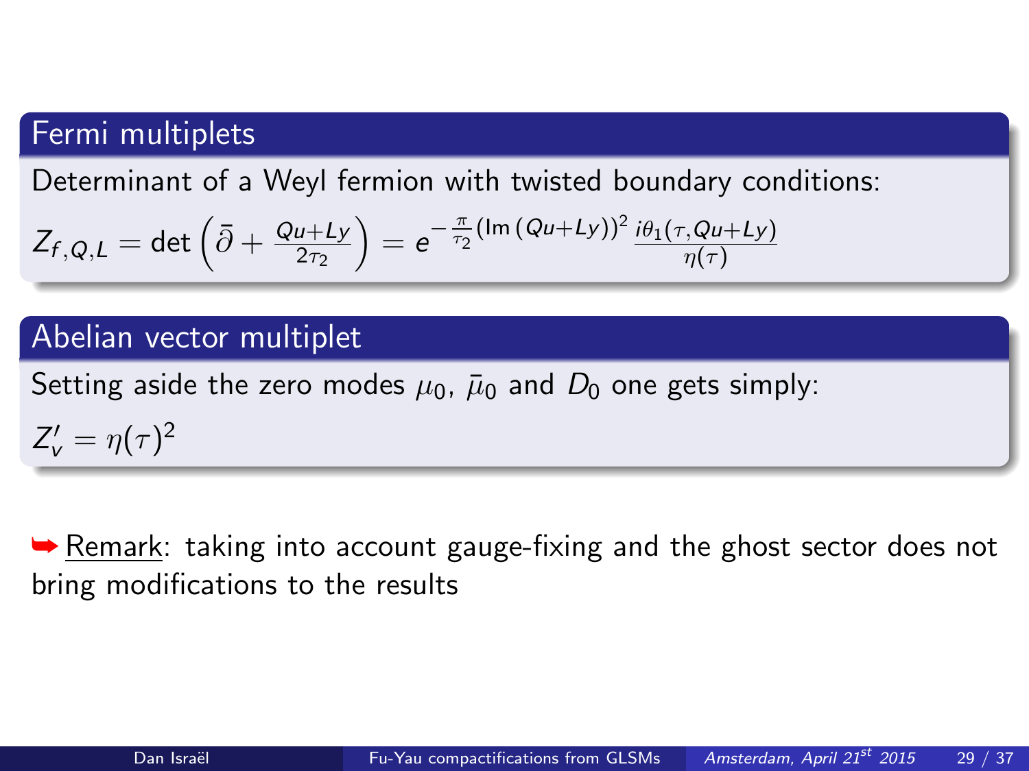## Fermi multiplets

Determinant of a Weyl fermion with twisted boundary conditions:

$$Z_{f,Q,L} = \det\left(\bar{\partial} + \frac{Qu+Ly}{2\tau_2}\right) = e^{-\frac{\pi}{\tau_2}(\mathrm{Im}\,(Qu+Ly))^2}\,\frac{i\theta_1(\tau, Qu+Ly)}{\eta(\tau)}$$

## Abelian vector multiplet

Setting aside the zero modes $\mu_0$, $\bar{\mu}_0$ and $D_0$ one gets simply:

$$Z'_v = \eta(\tau)^2$$

➥ Remark: taking into account gauge-fixing and the ghost sector does not bring modifications to the results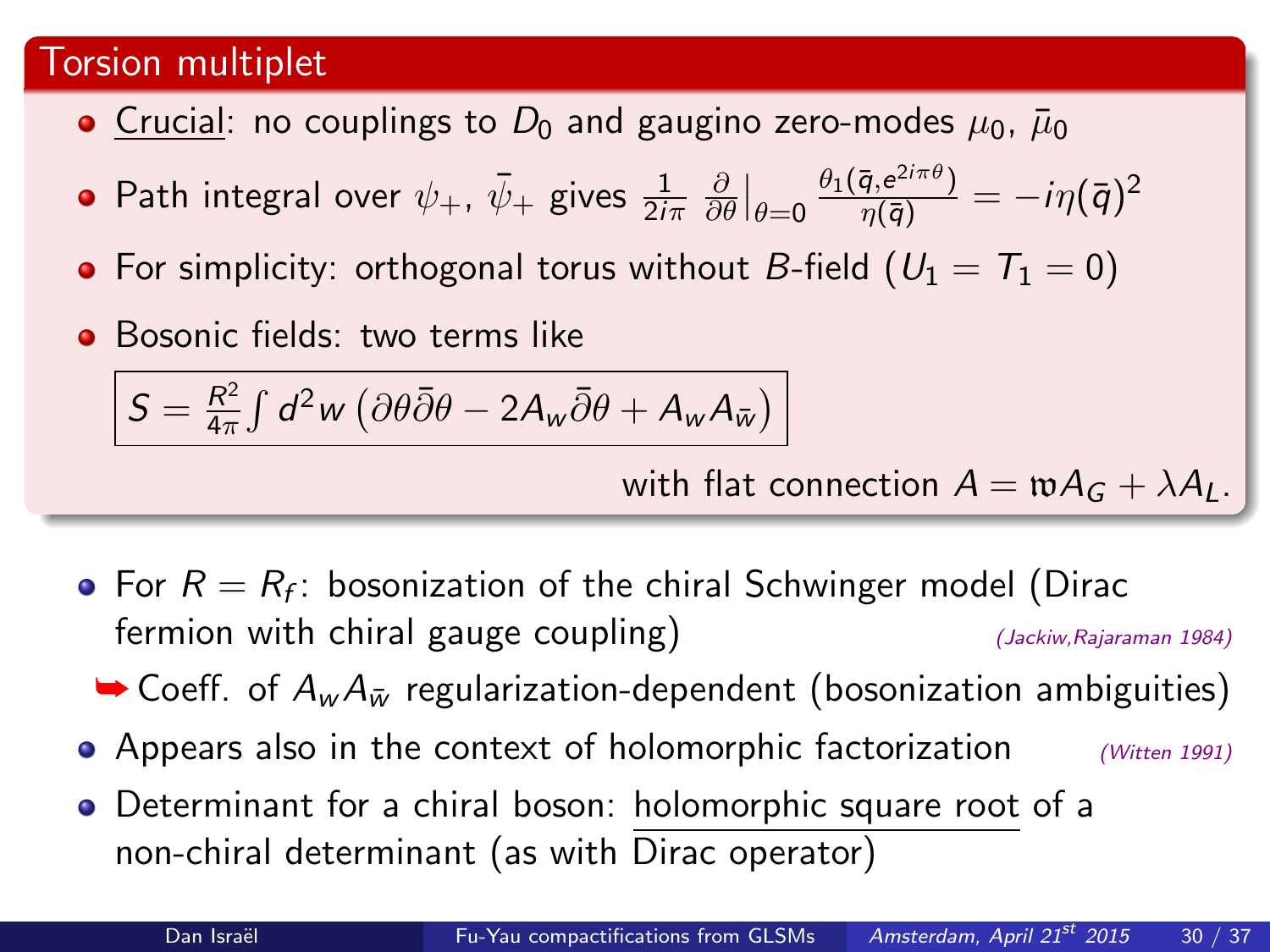## Torsion multiplet

- Crucial: no couplings to $D_0$ and gaugino zero-modes $\mu_0$, $\bar{\mu}_0$
- Path integral over $\psi_+$, $\bar{\psi}_+$ gives $\frac{1}{2i\pi}\,\frac{\partial}{\partial\theta}\Big|_{\theta=0}\frac{\theta_1(\bar{q},e^{2i\pi\theta})}{\eta(\bar{q})} = -i\eta(\bar{q})^2$
- For simplicity: orthogonal torus without $B$-field ($U_1 = T_1 = 0$)
- Bosonic fields: two terms like

$$S = \frac{R^2}{4\pi}\int d^2w\left(\partial\theta\bar{\partial}\theta - 2A_w\bar{\partial}\theta + A_wA_{\bar{w}}\right)$$

with flat connection $A = \mathfrak{w}A_G + \lambda A_L$.

- For $R = R_f$: bosonization of the chiral Schwinger model (Dirac fermion with chiral gauge coupling) *(Jackiw,Rajaraman 1984)*
  - ➥ Coeff. of $A_wA_{\bar{w}}$ regularization-dependent (bosonization ambiguities)
- Appears also in the context of holomorphic factorization *(Witten 1991)*
- Determinant for a chiral boson: holomorphic square root of a non-chiral determinant (as with Dirac operator)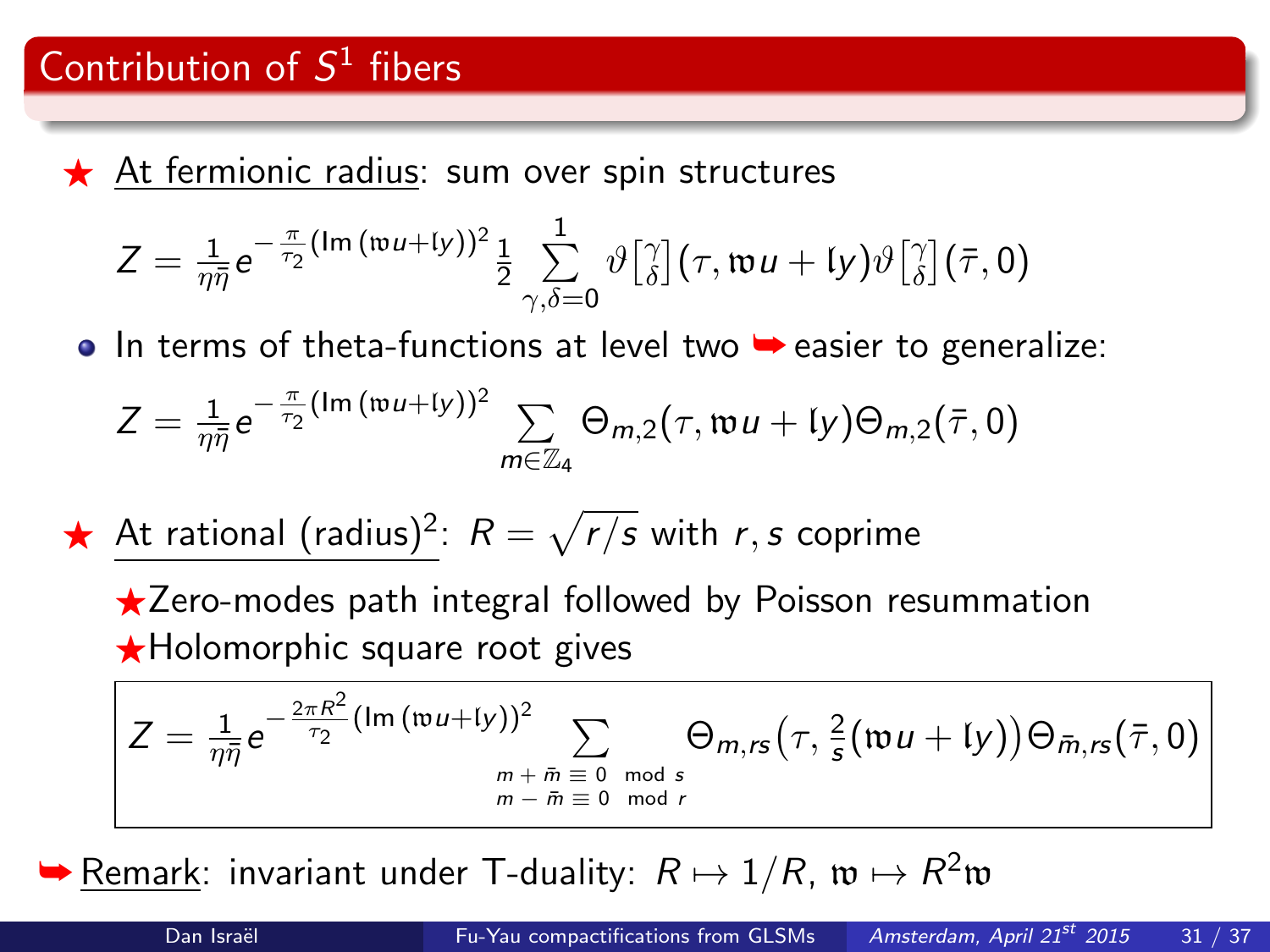## Contribution of $S^1$ fibers

★ <u>At fermionic radius</u>: sum over spin structures

$$Z = \frac{1}{\eta\bar{\eta}} e^{-\frac{\pi}{\tau_2}(\mathrm{Im}\,(\mathfrak{w}u+\mathfrak{l}y))^2} \frac{1}{2} \sum_{\gamma,\delta=0}^{1} \vartheta\left[\begin{smallmatrix}\gamma\\ \delta\end{smallmatrix}\right](\tau, \mathfrak{w}u + \mathfrak{l}y)\vartheta\left[\begin{smallmatrix}\gamma\\ \delta\end{smallmatrix}\right](\bar{\tau}, 0)$$

- In terms of theta-functions at level two ➥ easier to generalize:

$$Z = \frac{1}{\eta\bar{\eta}} e^{-\frac{\pi}{\tau_2}(\mathrm{Im}\,(\mathfrak{w}u+\mathfrak{l}y))^2} \sum_{m\in\mathbb{Z}_4} \Theta_{m,2}(\tau, \mathfrak{w}u + \mathfrak{l}y)\Theta_{m,2}(\bar{\tau}, 0)$$

★ <u>At rational (radius)$^2$</u>: $R = \sqrt{r/s}$ with $r, s$ coprime

★Zero-modes path integral followed by Poisson resummation

★Holomorphic square root gives

$$Z = \frac{1}{\eta\bar{\eta}} e^{-\frac{2\pi R^2}{\tau_2}(\mathrm{Im}\,(\mathfrak{w}u+\mathfrak{l}y))^2} \sum_{\substack{m+\bar{m}\equiv 0 \mod s\\ m-\bar{m}\equiv 0 \mod r}} \Theta_{m,rs}\big(\tau, \tfrac{2}{s}(\mathfrak{w}u + \mathfrak{l}y)\big)\Theta_{\bar{m},rs}(\bar{\tau}, 0)$$

➥ <u>Remark</u>: invariant under T-duality: $R \mapsto 1/R$, $\mathfrak{w} \mapsto R^2\mathfrak{w}$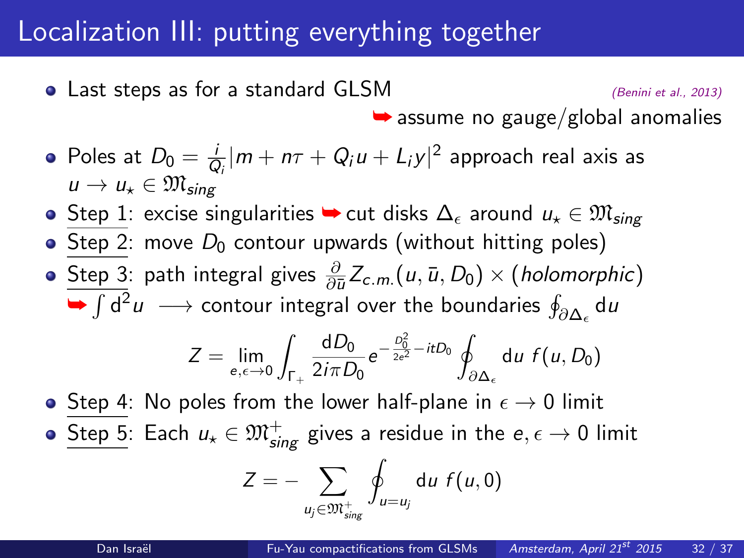# Localization III: putting everything together

- Last steps as for a standard GLSM *(Benini et al., 2013)*

  ➥ assume no gauge/global anomalies

- Poles at $D_0 = \frac{i}{Q_i}|m + n\tau + Q_i u + L_i y|^2$ approach real axis as $u \to u_\star \in \mathfrak{M}_{sing}$
- Step 1: excise singularities ➥ cut disks $\Delta_\epsilon$ around $u_\star \in \mathfrak{M}_{sing}$
- Step 2: move $D_0$ contour upwards (without hitting poles)
- Step 3: path integral gives $\frac{\partial}{\partial \bar{u}} Z_{c.m.}(u, \bar{u}, D_0) \times (\textit{holomorphic})$

  ➥ $\int \mathrm{d}^2 u \longrightarrow$ contour integral over the boundaries $\oint_{\partial \Delta_\epsilon} \mathrm{d}u$

$$Z = \lim_{e,\epsilon \to 0} \int_{\Gamma_+} \frac{\mathrm{d}D_0}{2i\pi D_0} e^{-\frac{D_0^2}{2e^2} - itD_0} \oint_{\partial \Delta_\epsilon} \mathrm{d}u \; f(u, D_0)$$

- Step 4: No poles from the lower half-plane in $\epsilon \to 0$ limit
- Step 5: Each $u_\star \in \mathfrak{M}^+_{sing}$ gives a residue in the $e, \epsilon \to 0$ limit

$$Z = - \sum_{u_j \in \mathfrak{M}^+_{sing}} \oint_{u = u_j} \mathrm{d}u \; f(u, 0)$$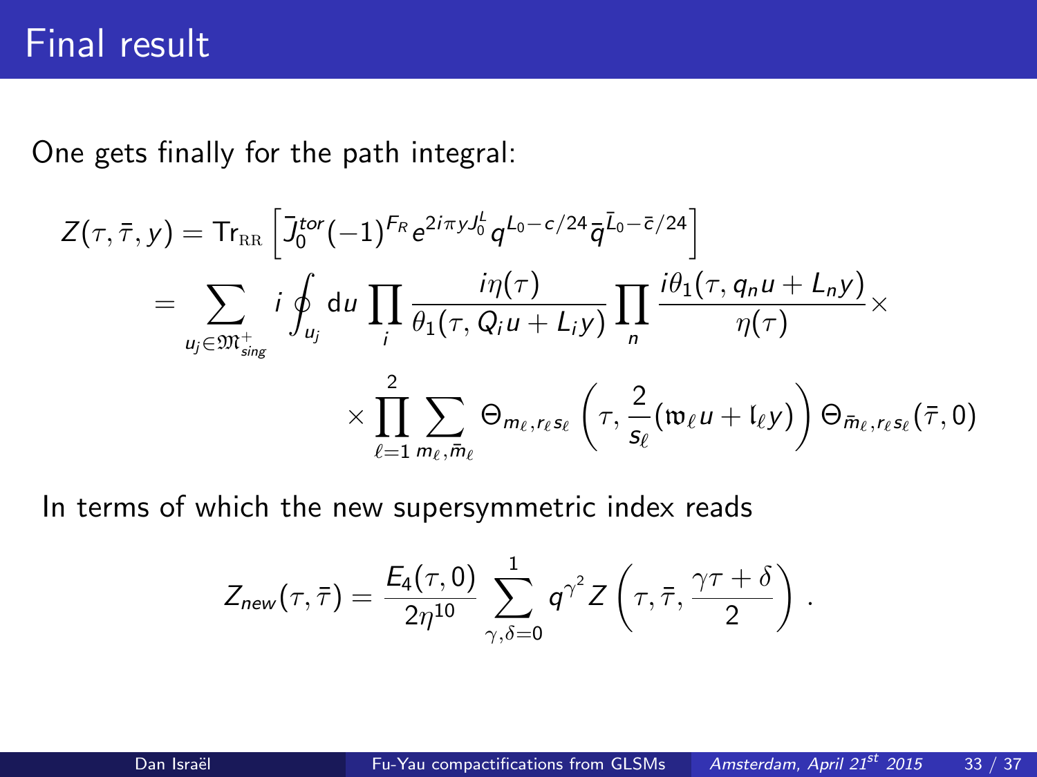# Final result

One gets finally for the path integral:

$$
\begin{aligned}
Z(\tau,\bar\tau,y) &= \mathrm{Tr}_{\mathrm{RR}}\left[\bar J_0^{tor}(-1)^{F_R} e^{2i\pi y J_0^L} q^{L_0-c/24}\bar q^{\bar L_0-\bar c/24}\right] \\
&= \sum_{u_j\in\mathfrak{M}^+_{sing}} i\oint_{u_j} \mathrm{d}u \prod_i \frac{i\eta(\tau)}{\theta_1(\tau, Q_i u + L_i y)} \prod_n \frac{i\theta_1(\tau, q_n u + L_n y)}{\eta(\tau)} \times \\
&\qquad \times \prod_{\ell=1}^{2} \sum_{m_\ell,\bar m_\ell} \Theta_{m_\ell, r_\ell s_\ell}\left(\tau, \frac{2}{s_\ell}(\mathfrak{w}_\ell u + \mathfrak{l}_\ell y)\right) \Theta_{\bar m_\ell, r_\ell s_\ell}(\bar\tau, 0)
\end{aligned}
$$

In terms of which the new supersymmetric index reads

$$
Z_{new}(\tau,\bar\tau) = \frac{E_4(\tau,0)}{2\eta^{10}} \sum_{\gamma,\delta=0}^{1} q^{\gamma^2} Z\left(\tau,\bar\tau,\frac{\gamma\tau+\delta}{2}\right).
$$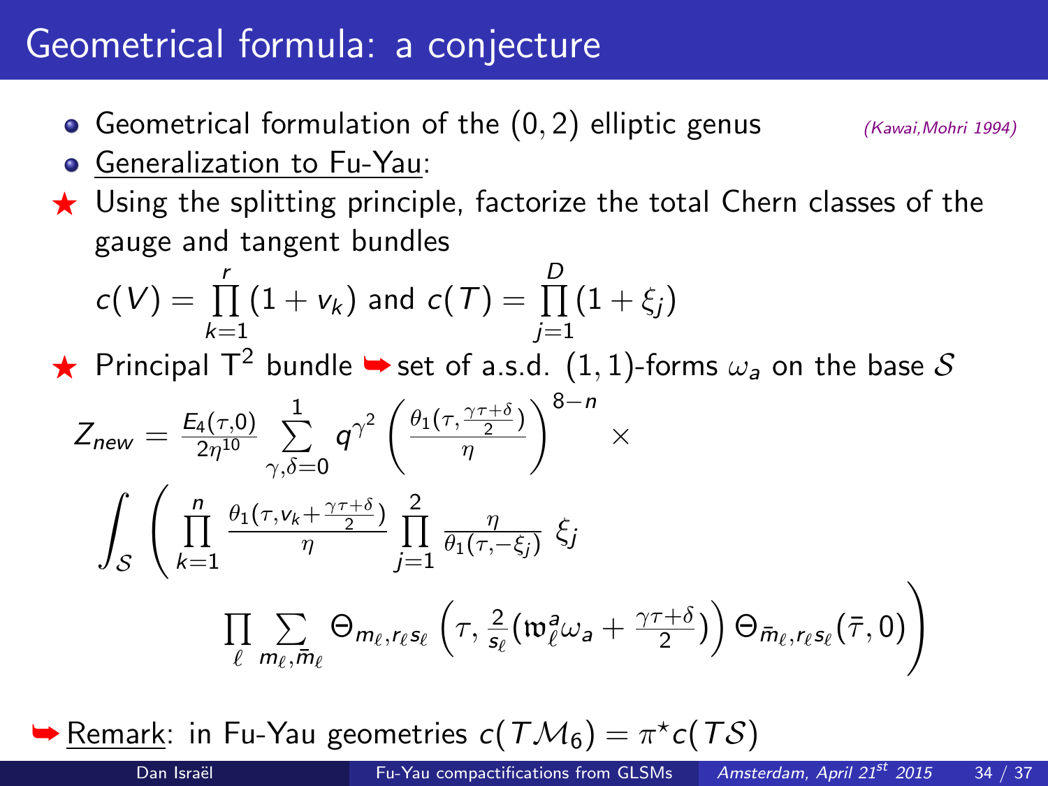# Geometrical formula: a conjecture

- Geometrical formulation of the $(0,2)$ elliptic genus *(Kawai,Mohri 1994)*
- Generalization to Fu-Yau:

★ Using the splitting principle, factorize the total Chern classes of the gauge and tangent bundles

$$c(V) = \prod_{k=1}^{r} (1 + v_k) \text{ and } c(T) = \prod_{j=1}^{D} (1 + \xi_j)$$

★ Principal $\mathrm{T}^2$ bundle ➥ set of a.s.d. $(1,1)$-forms $\omega_a$ on the base $\mathcal{S}$

$$Z_{new} = \frac{E_4(\tau,0)}{2\eta^{10}} \sum_{\gamma,\delta=0}^{1} q^{\gamma^2} \left( \frac{\theta_1(\tau, \frac{\gamma\tau+\delta}{2})}{\eta} \right)^{8-n} \times$$

$$\int_{\mathcal{S}} \left( \prod_{k=1}^{n} \frac{\theta_1(\tau, v_k + \frac{\gamma\tau+\delta}{2})}{\eta} \prod_{j=1}^{2} \frac{\eta}{\theta_1(\tau, -\xi_j)} \; \xi_j \right.$$

$$\left. \prod_{\ell} \sum_{m_\ell, \bar{m}_\ell} \Theta_{m_\ell, r_\ell s_\ell} \left( \tau, \tfrac{2}{s_\ell} (\mathfrak{w}_\ell^a \omega_a + \tfrac{\gamma\tau+\delta}{2}) \right) \Theta_{\bar{m}_\ell, r_\ell s_\ell}(\bar{\tau}, 0) \right)$$

➥ Remark: in Fu-Yau geometries $c(T\mathcal{M}_6) = \pi^\star c(T\mathcal{S})$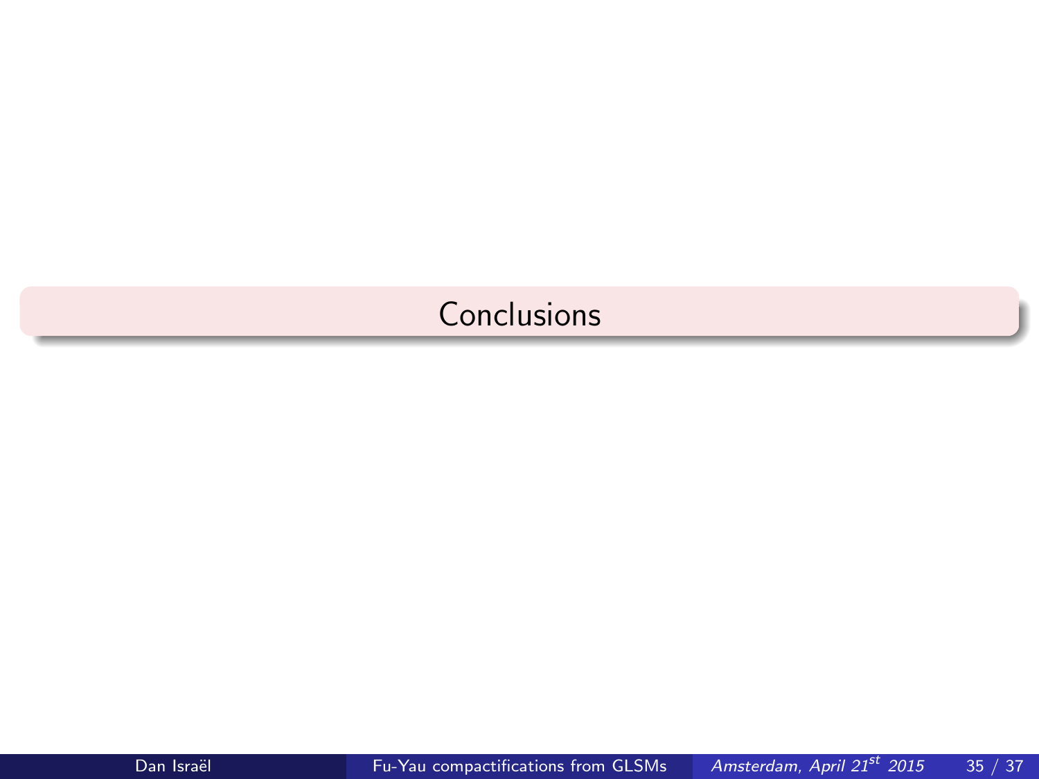# Conclusions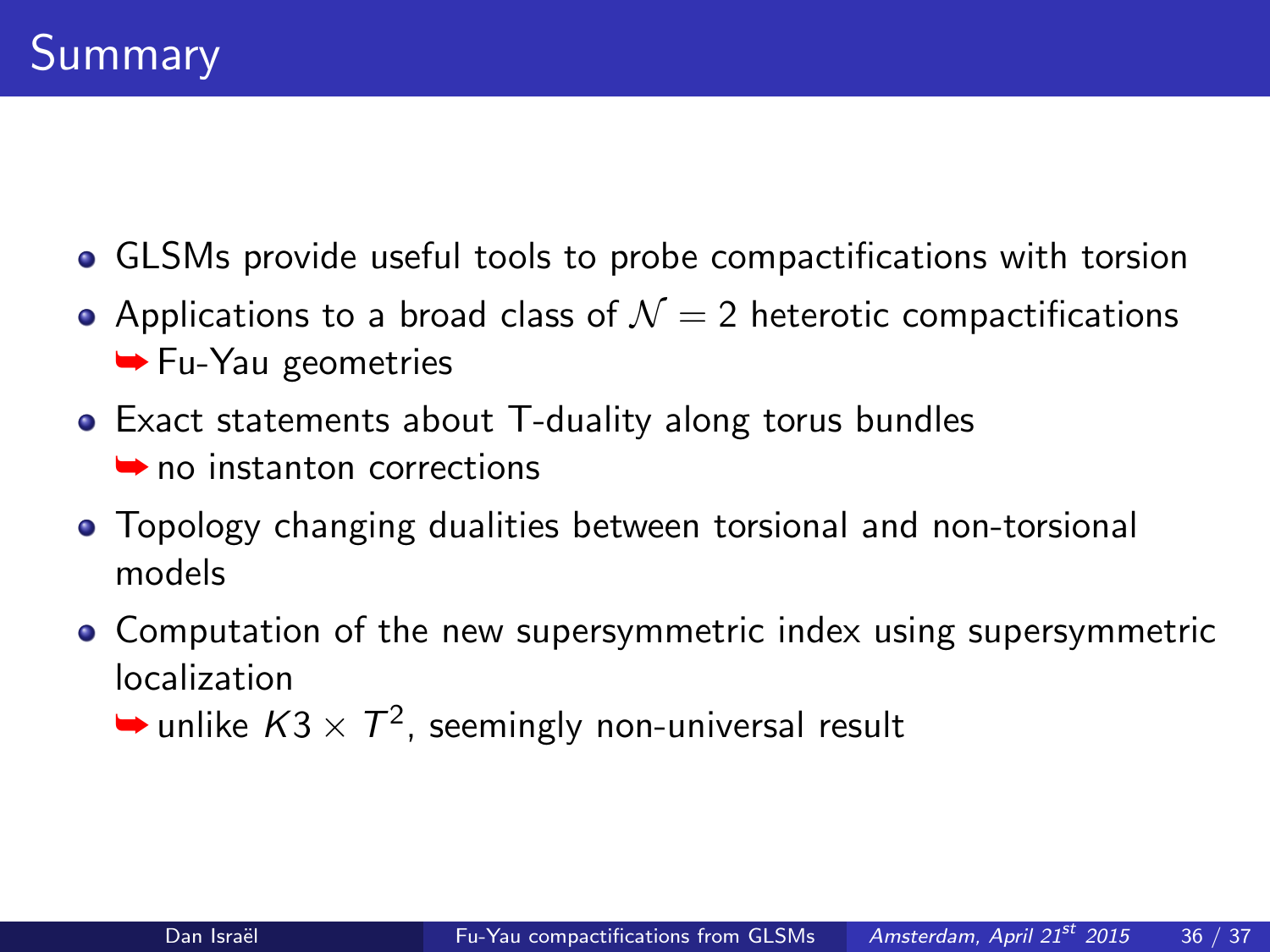# Summary

- GLSMs provide useful tools to probe compactifications with torsion
- Applications to a broad class of $\mathcal{N} = 2$ heterotic compactifications
  ➥ Fu-Yau geometries
- Exact statements about T-duality along torus bundles
  ➥ no instanton corrections
- Topology changing dualities between torsional and non-torsional models
- Computation of the new supersymmetric index using supersymmetric localization
  ➥ unlike $K3 \times T^2$, seemingly non-universal result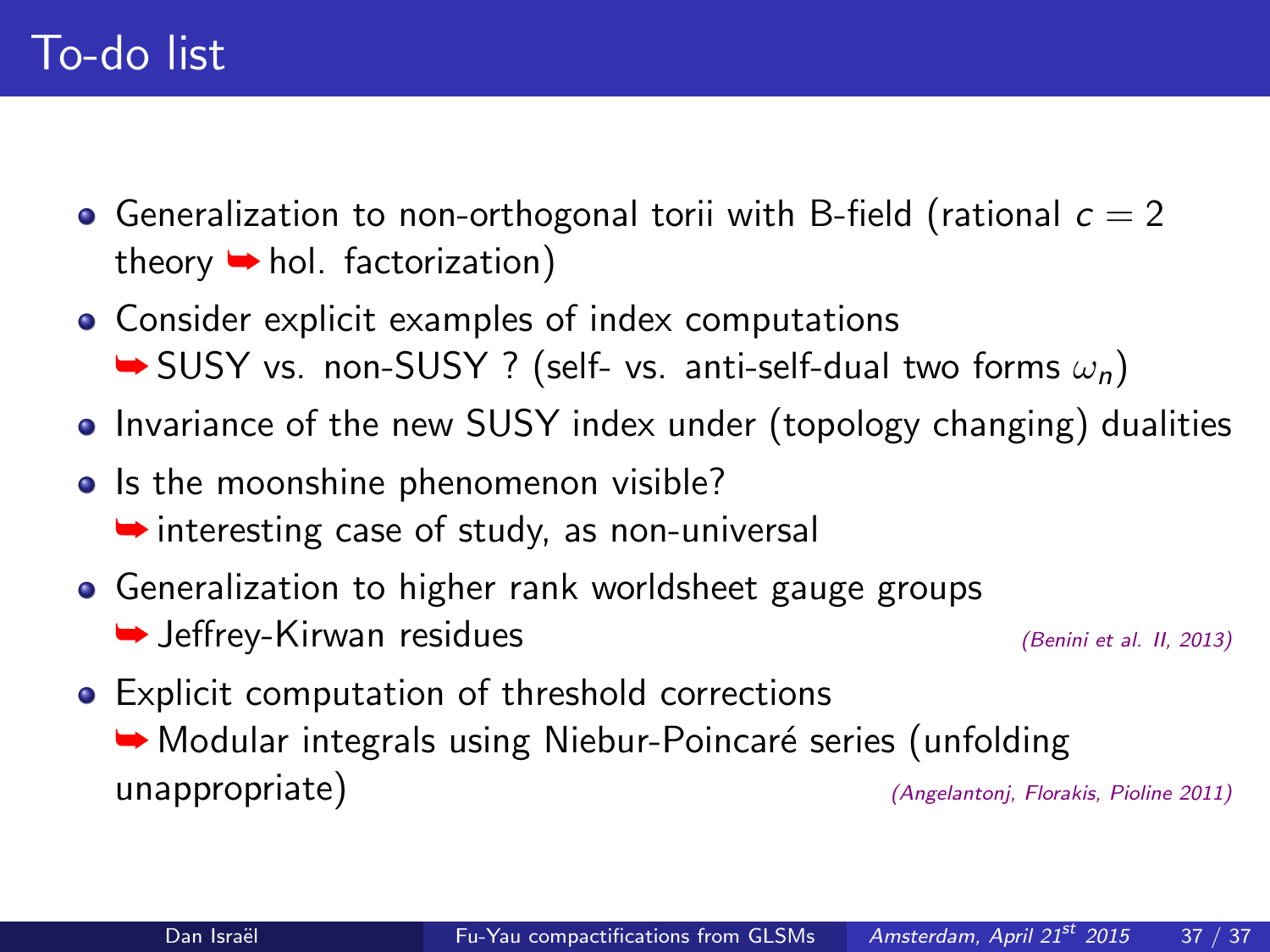# To-do list

- Generalization to non-orthogonal torii with B-field (rational $c = 2$ theory ➥ hol. factorization)
- Consider explicit examples of index computations
  ➥ SUSY vs. non-SUSY ? (self- vs. anti-self-dual two forms $\omega_n$)
- Invariance of the new SUSY index under (topology changing) dualities
- Is the moonshine phenomenon visible?
  ➥ interesting case of study, as non-universal
- Generalization to higher rank worldsheet gauge groups
  ➥ Jeffrey-Kirwan residues *(Benini et al. II, 2013)*
- Explicit computation of threshold corrections
  ➥ Modular integrals using Niebur-Poincaré series (unfolding unappropriate) *(Angelantonj, Florakis, Pioline 2011)*